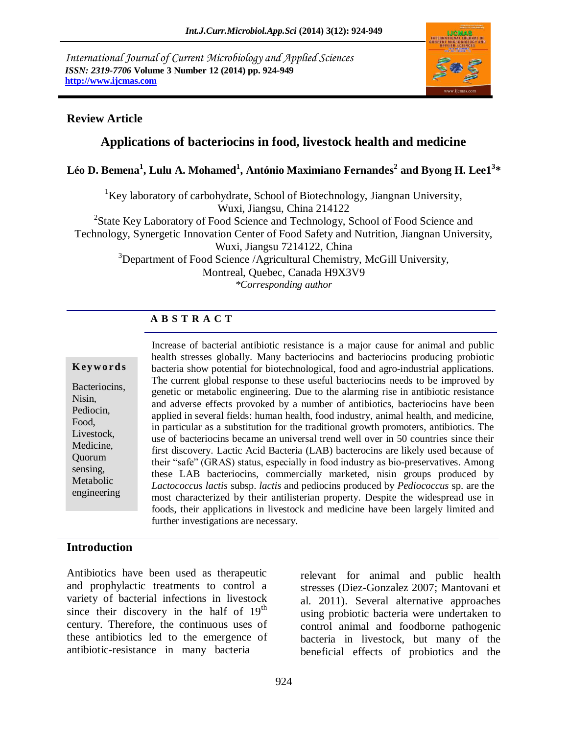*International Journal of Current Microbiology and Applied Sciences*
***ISSN: 2319-7706*** **Volume 3 Number 12 (2014) pp. 924-949**
**http://www.ijcmas.com**

**Review Article**

# Applications of bacteriocins in food, livestock health and medicine

**Léo D. Bemena[1], Lulu A. Mohamed[1], António Maximiano Fernandes[2] and Byong H. Lee1[3]***

[1]Key laboratory of carbohydrate, School of Biotechnology, Jiangnan University, Wuxi, Jiangsu, China 214122

[2]State Key Laboratory of Food Science and Technology, School of Food Science and Technology, Synergetic Innovation Center of Food Safety and Nutrition, Jiangnan University, Wuxi, Jiangsu 7214122, China

[3]Department of Food Science /Agricultural Chemistry, McGill University, Montreal, Quebec, Canada H9X3V9

*\*Corresponding author*

## A B S T R A C T

**Keywords**

Bacteriocins, Nisin, Pediocin, Food, Livestock, Medicine, Quorum sensing, Metabolic engineering

Increase of bacterial antibiotic resistance is a major cause for animal and public health stresses globally. Many bacteriocins and bacteriocins producing probiotic bacteria show potential for biotechnological, food and agro-industrial applications. The current global response to these useful bacteriocins needs to be improved by genetic or metabolic engineering. Due to the alarming rise in antibiotic resistance and adverse effects provoked by a number of antibiotics, bacteriocins have been applied in several fields: human health, food industry, animal health, and medicine, in particular as a substitution for the traditional growth promoters, antibiotics. The use of bacteriocins became an universal trend well over in 50 countries since their first discovery. Lactic Acid Bacteria (LAB) bacterocins are likely used because of their "safe" (GRAS) status, especially in food industry as bio-preservatives. Among these LAB bacteriocins, commercially marketed, nisin groups produced by *Lactococcus lactis* subsp. *lactis* and pediocins produced by *Pediococcus* sp. are the most characterized by their antilisterian property. Despite the widespread use in foods, their applications in livestock and medicine have been largely limited and further investigations are necessary.

## Introduction

Antibiotics have been used as therapeutic and prophylactic treatments to control a variety of bacterial infections in livestock since their discovery in the half of $19^{th}$ century. Therefore, the continuous uses of these antibiotics led to the emergence of antibiotic-resistance in many bacteria relevant for animal and public health stresses (Diez-Gonzalez 2007; Mantovani et al. 2011). Several alternative approaches using probiotic bacteria were undertaken to control animal and foodborne pathogenic bacteria in livestock, but many of the beneficial effects of probiotics and the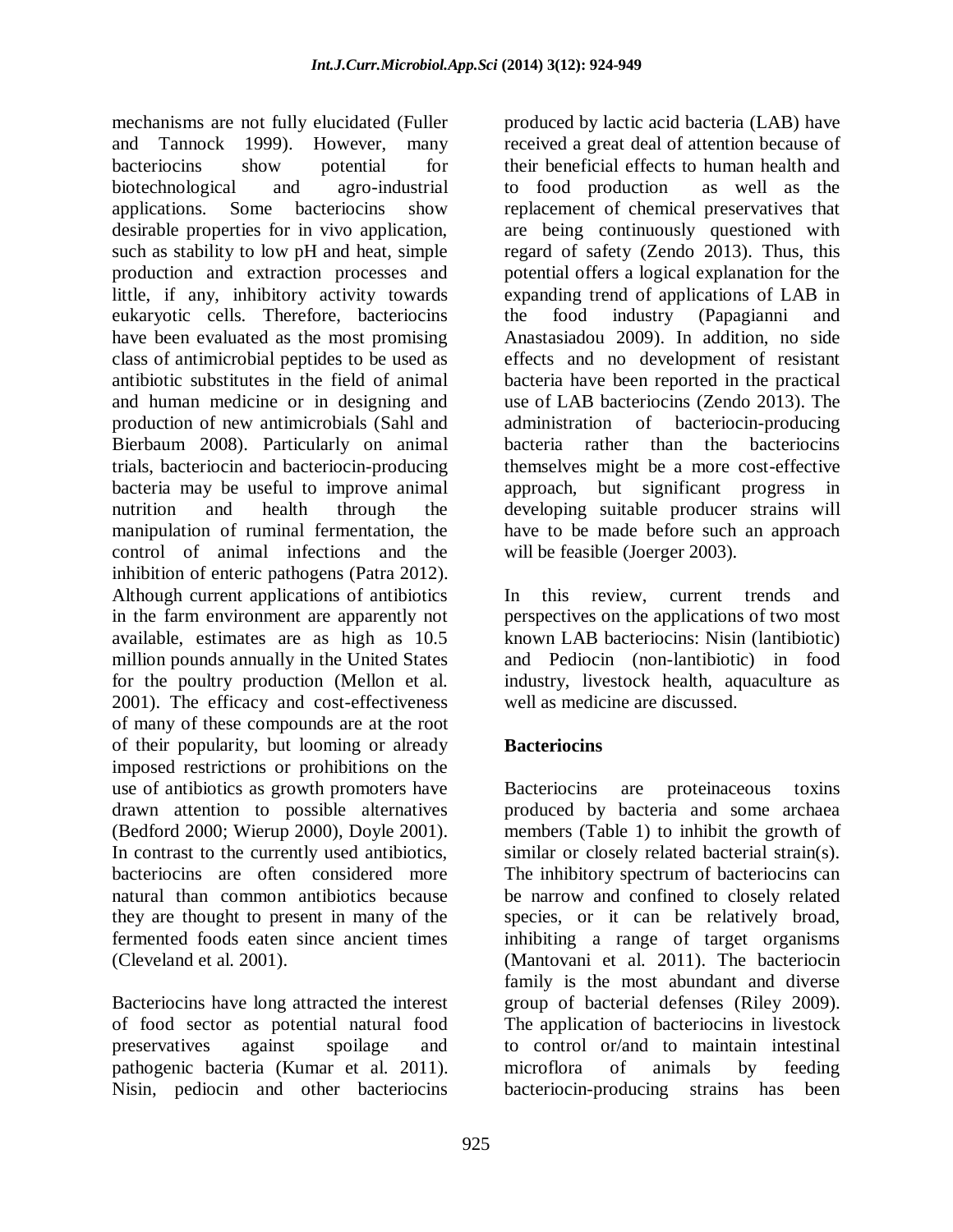mechanisms are not fully elucidated (Fuller and Tannock 1999). However, many bacteriocins show potential for biotechnological and agro-industrial applications. Some bacteriocins show desirable properties for in vivo application, such as stability to low pH and heat, simple production and extraction processes and little, if any, inhibitory activity towards eukaryotic cells. Therefore, bacteriocins have been evaluated as the most promising class of antimicrobial peptides to be used as antibiotic substitutes in the field of animal and human medicine or in designing and production of new antimicrobials (Sahl and Bierbaum 2008). Particularly on animal trials, bacteriocin and bacteriocin-producing bacteria may be useful to improve animal nutrition and health through the manipulation of ruminal fermentation, the control of animal infections and the inhibition of enteric pathogens (Patra 2012). Although current applications of antibiotics in the farm environment are apparently not available, estimates are as high as 10.5 million pounds annually in the United States for the poultry production (Mellon et al. 2001). The efficacy and cost-effectiveness of many of these compounds are at the root of their popularity, but looming or already imposed restrictions or prohibitions on the use of antibiotics as growth promoters have drawn attention to possible alternatives (Bedford 2000; Wierup 2000), Doyle 2001). In contrast to the currently used antibiotics, bacteriocins are often considered more natural than common antibiotics because they are thought to present in many of the fermented foods eaten since ancient times (Cleveland et al. 2001).

Bacteriocins have long attracted the interest of food sector as potential natural food preservatives against spoilage and pathogenic bacteria (Kumar et al. 2011). Nisin, pediocin and other bacteriocins produced by lactic acid bacteria (LAB) have received a great deal of attention because of their beneficial effects to human health and to food production as well as the replacement of chemical preservatives that are being continuously questioned with regard of safety (Zendo 2013). Thus, this potential offers a logical explanation for the expanding trend of applications of LAB in the food industry (Papagianni and Anastasiadou 2009). In addition, no side effects and no development of resistant bacteria have been reported in the practical use of LAB bacteriocins (Zendo 2013). The administration of bacteriocin-producing bacteria rather than the bacteriocins themselves might be a more cost-effective approach, but significant progress in developing suitable producer strains will have to be made before such an approach will be feasible (Joerger 2003).

In this review, current trends and perspectives on the applications of two most known LAB bacteriocins: Nisin (lantibiotic) and Pediocin (non-lantibiotic) in food industry, livestock health, aquaculture as well as medicine are discussed.

## Bacteriocins

Bacteriocins are proteinaceous toxins produced by bacteria and some archaea members (Table 1) to inhibit the growth of similar or closely related bacterial strain(s). The inhibitory spectrum of bacteriocins can be narrow and confined to closely related species, or it can be relatively broad, inhibiting a range of target organisms (Mantovani et al. 2011). The bacteriocin family is the most abundant and diverse group of bacterial defenses (Riley 2009). The application of bacteriocins in livestock to control or/and to maintain intestinal microflora of animals by feeding bacteriocin-producing strains has been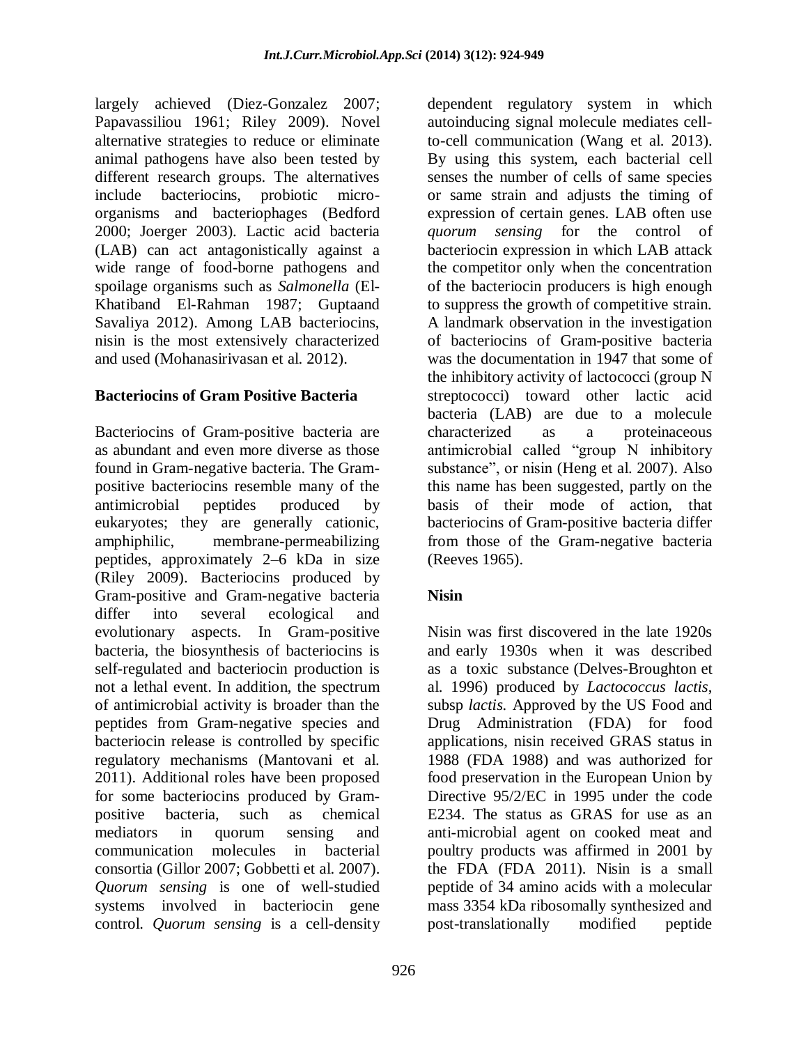largely achieved (Diez-Gonzalez 2007; Papavassiliou 1961; Riley 2009). Novel alternative strategies to reduce or eliminate animal pathogens have also been tested by different research groups. The alternatives include bacteriocins, probiotic micro-organisms and bacteriophages (Bedford 2000; Joerger 2003). Lactic acid bacteria (LAB) can act antagonistically against a wide range of food-borne pathogens and spoilage organisms such as *Salmonella* (El-Khatiband El-Rahman 1987; Guptaand Savaliya 2012). Among LAB bacteriocins, nisin is the most extensively characterized and used (Mohanasirivasan et al. 2012).

## Bacteriocins of Gram Positive Bacteria

Bacteriocins of Gram-positive bacteria are as abundant and even more diverse as those found in Gram-negative bacteria. The Gram-positive bacteriocins resemble many of the antimicrobial peptides produced by eukaryotes; they are generally cationic, amphiphilic, membrane-permeabilizing peptides, approximately 2–6 kDa in size (Riley 2009). Bacteriocins produced by Gram-positive and Gram-negative bacteria differ into several ecological and evolutionary aspects. In Gram-positive bacteria, the biosynthesis of bacteriocins is self-regulated and bacteriocin production is not a lethal event. In addition, the spectrum of antimicrobial activity is broader than the peptides from Gram-negative species and bacteriocin release is controlled by specific regulatory mechanisms (Mantovani et al. 2011). Additional roles have been proposed for some bacteriocins produced by Gram-positive bacteria, such as chemical mediators in quorum sensing and communication molecules in bacterial consortia (Gillor 2007; Gobbetti et al. 2007). *Quorum sensing* is one of well-studied systems involved in bacteriocin gene control. *Quorum sensing* is a cell-density dependent regulatory system in which autoinducing signal molecule mediates cell-to-cell communication (Wang et al. 2013). By using this system, each bacterial cell senses the number of cells of same species or same strain and adjusts the timing of expression of certain genes. LAB often use *quorum sensing* for the control of bacteriocin expression in which LAB attack the competitor only when the concentration of the bacteriocin producers is high enough to suppress the growth of competitive strain. A landmark observation in the investigation of bacteriocins of Gram-positive bacteria was the documentation in 1947 that some of the inhibitory activity of lactococci (group N streptococci) toward other lactic acid bacteria (LAB) are due to a molecule characterized as a proteinaceous antimicrobial called “group N inhibitory substance”, or nisin (Heng et al. 2007). Also this name has been suggested, partly on the basis of their mode of action, that bacteriocins of Gram-positive bacteria differ from those of the Gram-negative bacteria (Reeves 1965).

## Nisin

Nisin was first discovered in the late 1920s and early 1930s when it was described as a toxic substance (Delves-Broughton et al. 1996) produced by *Lactococcus lactis*, subsp *lactis.* Approved by the US Food and Drug Administration (FDA) for food applications, nisin received GRAS status in 1988 (FDA 1988) and was authorized for food preservation in the European Union by Directive 95/2/EC in 1995 under the code E234. The status as GRAS for use as an anti-microbial agent on cooked meat and poultry products was affirmed in 2001 by the FDA (FDA 2011). Nisin is a small peptide of 34 amino acids with a molecular mass 3354 kDa ribosomally synthesized and post-translationally modified peptide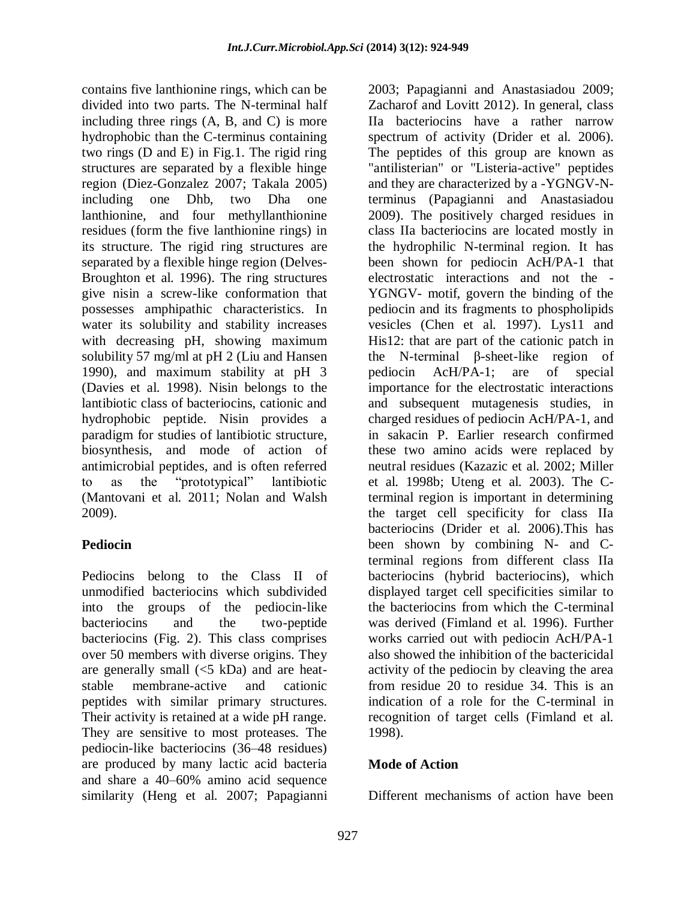contains five lanthionine rings, which can be divided into two parts. The N-terminal half including three rings (A, B, and C) is more hydrophobic than the C-terminus containing two rings (D and E) in Fig.1. The rigid ring structures are separated by a flexible hinge region (Diez-Gonzalez 2007; Takala 2005) including one Dhb, two Dha one lanthionine, and four methyllanthionine residues (form the five lanthionine rings) in its structure. The rigid ring structures are separated by a flexible hinge region (Delves-Broughton et al. 1996). The ring structures give nisin a screw-like conformation that possesses amphipathic characteristics. In water its solubility and stability increases with decreasing pH, showing maximum solubility 57 mg/ml at pH 2 (Liu and Hansen 1990), and maximum stability at pH 3 (Davies et al. 1998). Nisin belongs to the lantibiotic class of bacteriocins, cationic and hydrophobic peptide. Nisin provides a paradigm for studies of lantibiotic structure, biosynthesis, and mode of action of antimicrobial peptides, and is often referred to as the "prototypical" lantibiotic (Mantovani et al. 2011; Nolan and Walsh 2009).

## Pediocin

Pediocins belong to the Class II of unmodified bacteriocins which subdivided into the groups of the pediocin-like bacteriocins and the two-peptide bacteriocins (Fig. 2). This class comprises over 50 members with diverse origins. They are generally small (<5 kDa) and are heat-stable membrane-active and cationic peptides with similar primary structures. Their activity is retained at a wide pH range. They are sensitive to most proteases. The pediocin-like bacteriocins (36–48 residues) are produced by many lactic acid bacteria and share a 40–60% amino acid sequence similarity (Heng et al. 2007; Papagianni 2003; Papagianni and Anastasiadou 2009; Zacharof and Lovitt 2012). In general, class IIa bacteriocins have a rather narrow spectrum of activity (Drider et al. 2006). The peptides of this group are known as "antilisterian" or "Listeria-active" peptides and they are characterized by a -YGNGV-N-terminus (Papagianni and Anastasiadou 2009). The positively charged residues in class IIa bacteriocins are located mostly in the hydrophilic N-terminal region. It has been shown for pediocin AcH/PA-1 that electrostatic interactions and not the -YGNGV- motif, govern the binding of the pediocin and its fragments to phospholipids vesicles (Chen et al. 1997). Lys11 and His12: that are part of the cationic patch in the N-terminal β-sheet-like region of pediocin AcH/PA-1; are of special importance for the electrostatic interactions and subsequent mutagenesis studies, in charged residues of pediocin AcH/PA-1, and in sakacin P. Earlier research confirmed these two amino acids were replaced by neutral residues (Kazazic et al. 2002; Miller et al. 1998b; Uteng et al. 2003). The C-terminal region is important in determining the target cell specificity for class IIa bacteriocins (Drider et al. 2006).This has been shown by combining N- and C-terminal regions from different class IIa bacteriocins (hybrid bacteriocins), which displayed target cell specificities similar to the bacteriocins from which the C-terminal was derived (Fimland et al. 1996). Further works carried out with pediocin AcH/PA-1 also showed the inhibition of the bactericidal activity of the pediocin by cleaving the area from residue 20 to residue 34. This is an indication of a role for the C-terminal in recognition of target cells (Fimland et al. 1998).

## Mode of Action

Different mechanisms of action have been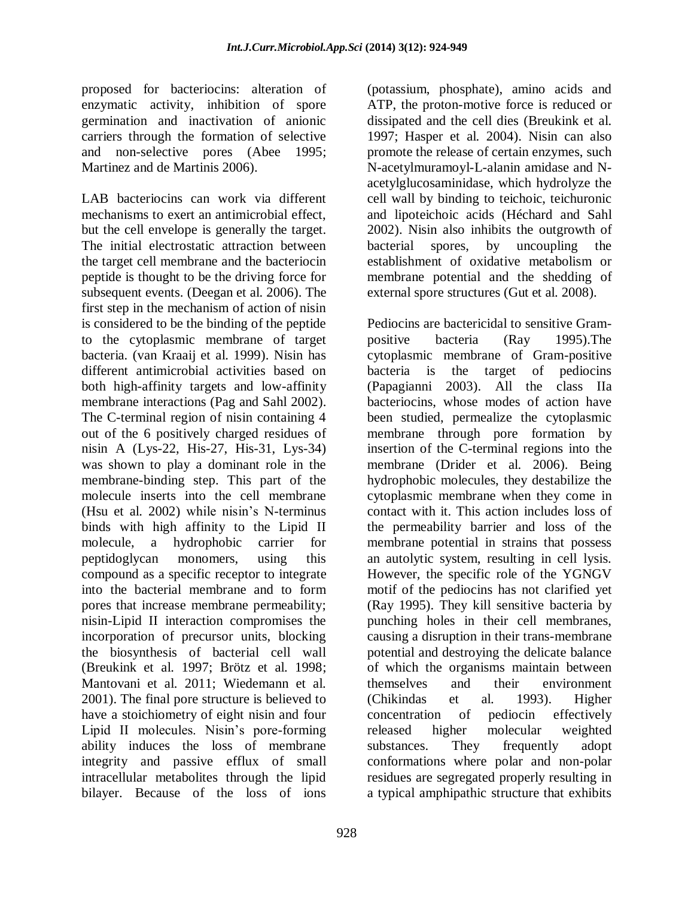proposed for bacteriocins: alteration of enzymatic activity, inhibition of spore germination and inactivation of anionic carriers through the formation of selective and non-selective pores (Abee 1995; Martinez and de Martinis 2006).

LAB bacteriocins can work via different mechanisms to exert an antimicrobial effect, but the cell envelope is generally the target. The initial electrostatic attraction between the target cell membrane and the bacteriocin peptide is thought to be the driving force for subsequent events. (Deegan et al. 2006). The first step in the mechanism of action of nisin is considered to be the binding of the peptide to the cytoplasmic membrane of target bacteria. (van Kraaij et al. 1999). Nisin has different antimicrobial activities based on both high-affinity targets and low-affinity membrane interactions (Pag and Sahl 2002). The C-terminal region of nisin containing 4 out of the 6 positively charged residues of nisin A (Lys-22, His-27, His-31, Lys-34) was shown to play a dominant role in the membrane-binding step. This part of the molecule inserts into the cell membrane (Hsu et al. 2002) while nisin's N-terminus binds with high affinity to the Lipid II molecule, a hydrophobic carrier for peptidoglycan monomers, using this compound as a specific receptor to integrate into the bacterial membrane and to form pores that increase membrane permeability; nisin-Lipid II interaction compromises the incorporation of precursor units, blocking the biosynthesis of bacterial cell wall (Breukink et al. 1997; Brötz et al. 1998; Mantovani et al. 2011; Wiedemann et al. 2001). The final pore structure is believed to have a stoichiometry of eight nisin and four Lipid II molecules. Nisin's pore-forming ability induces the loss of membrane integrity and passive efflux of small intracellular metabolites through the lipid bilayer. Because of the loss of ions (potassium, phosphate), amino acids and ATP, the proton-motive force is reduced or dissipated and the cell dies (Breukink et al. 1997; Hasper et al. 2004). Nisin can also promote the release of certain enzymes, such N-acetylmuramoyl-L-alanin amidase and N-acetylglucosaminidase, which hydrolyze the cell wall by binding to teichoic, teichuronic and lipoteichoic acids (Héchard and Sahl 2002). Nisin also inhibits the outgrowth of bacterial spores, by uncoupling the establishment of oxidative metabolism or membrane potential and the shedding of external spore structures (Gut et al. 2008).

Pediocins are bactericidal to sensitive Gram-positive bacteria (Ray 1995).The cytoplasmic membrane of Gram-positive bacteria is the target of pediocins (Papagianni 2003). All the class IIa bacteriocins, whose modes of action have been studied, permealize the cytoplasmic membrane through pore formation by insertion of the C-terminal regions into the membrane (Drider et al. 2006). Being hydrophobic molecules, they destabilize the cytoplasmic membrane when they come in contact with it. This action includes loss of the permeability barrier and loss of the membrane potential in strains that possess an autolytic system, resulting in cell lysis. However, the specific role of the YGNGV motif of the pediocins has not clarified yet (Ray 1995). They kill sensitive bacteria by punching holes in their cell membranes, causing a disruption in their trans-membrane potential and destroying the delicate balance of which the organisms maintain between themselves and their environment (Chikindas et al. 1993). Higher concentration of pediocin effectively released higher molecular weighted substances. They frequently adopt conformations where polar and non-polar residues are segregated properly resulting in a typical amphipathic structure that exhibits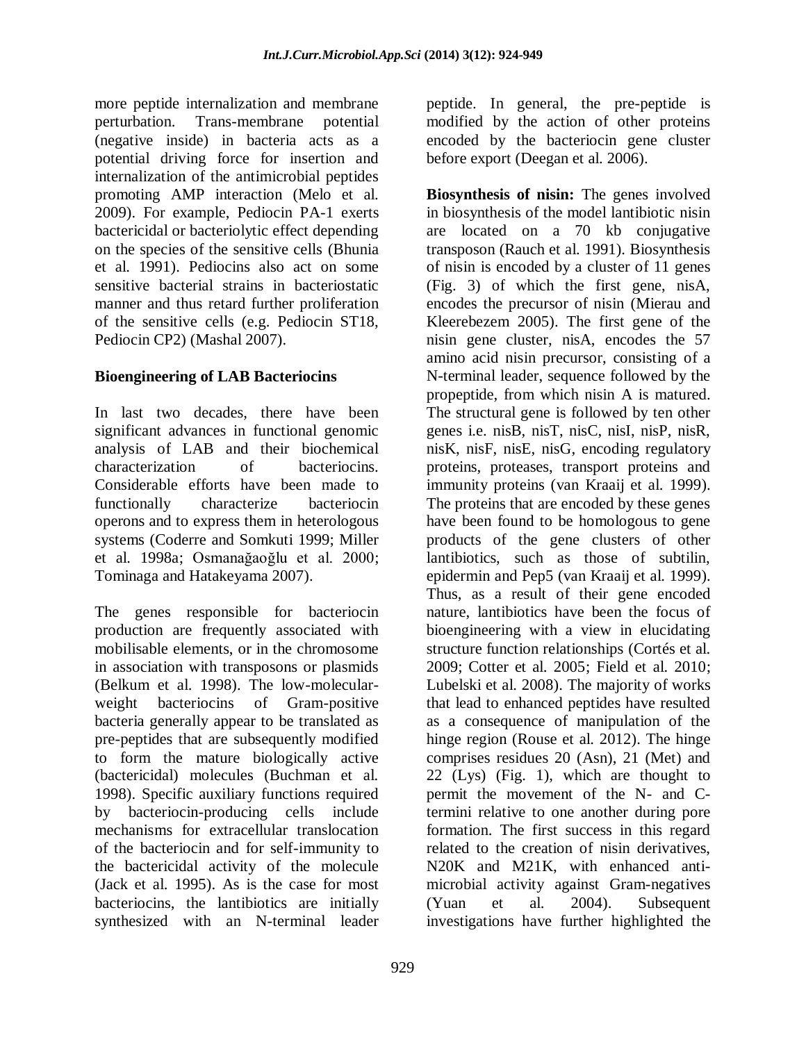more peptide internalization and membrane perturbation. Trans-membrane potential (negative inside) in bacteria acts as a potential driving force for insertion and internalization of the antimicrobial peptides promoting AMP interaction (Melo et al. 2009). For example, Pediocin PA-1 exerts bactericidal or bacteriolytic effect depending on the species of the sensitive cells (Bhunia et al. 1991). Pediocins also act on some sensitive bacterial strains in bacteriostatic manner and thus retard further proliferation of the sensitive cells (e.g. Pediocin ST18, Pediocin CP2) (Mashal 2007).

## Bioengineering of LAB Bacteriocins

In last two decades, there have been significant advances in functional genomic analysis of LAB and their biochemical characterization of bacteriocins. Considerable efforts have been made to functionally characterize bacteriocin operons and to express them in heterologous systems (Coderre and Somkuti 1999; Miller et al. 1998a; Osmanağaoğlu et al. 2000; Tominaga and Hatakeyama 2007).

The genes responsible for bacteriocin production are frequently associated with mobilisable elements, or in the chromosome in association with transposons or plasmids (Belkum et al. 1998). The low-molecular-weight bacteriocins of Gram-positive bacteria generally appear to be translated as pre-peptides that are subsequently modified to form the mature biologically active (bactericidal) molecules (Buchman et al. 1998). Specific auxiliary functions required by bacteriocin-producing cells include mechanisms for extracellular translocation of the bacteriocin and for self-immunity to the bactericidal activity of the molecule (Jack et al. 1995). As is the case for most bacteriocins, the lantibiotics are initially synthesized with an N-terminal leader peptide. In general, the pre-peptide is modified by the action of other proteins encoded by the bacteriocin gene cluster before export (Deegan et al. 2006).

**Biosynthesis of nisin:** The genes involved in biosynthesis of the model lantibiotic nisin are located on a 70 kb conjugative transposon (Rauch et al. 1991). Biosynthesis of nisin is encoded by a cluster of 11 genes (Fig. 3) of which the first gene, nisA, encodes the precursor of nisin (Mierau and Kleerebezem 2005). The first gene of the nisin gene cluster, nisA, encodes the 57 amino acid nisin precursor, consisting of a N-terminal leader, sequence followed by the propeptide, from which nisin A is matured. The structural gene is followed by ten other genes i.e. nisB, nisT, nisC, nisI, nisP, nisR, nisK, nisF, nisE, nisG, encoding regulatory proteins, proteases, transport proteins and immunity proteins (van Kraaij et al. 1999). The proteins that are encoded by these genes have been found to be homologous to gene products of the gene clusters of other lantibiotics, such as those of subtilin, epidermin and Pep5 (van Kraaij et al. 1999). Thus, as a result of their gene encoded nature, lantibiotics have been the focus of bioengineering with a view in elucidating structure function relationships (Cortés et al. 2009; Cotter et al. 2005; Field et al. 2010; Lubelski et al. 2008). The majority of works that lead to enhanced peptides have resulted as a consequence of manipulation of the hinge region (Rouse et al. 2012). The hinge comprises residues 20 (Asn), 21 (Met) and 22 (Lys) (Fig. 1), which are thought to permit the movement of the N- and C-termini relative to one another during pore formation. The first success in this regard related to the creation of nisin derivatives, N20K and M21K, with enhanced anti-microbial activity against Gram-negatives (Yuan et al. 2004). Subsequent investigations have further highlighted the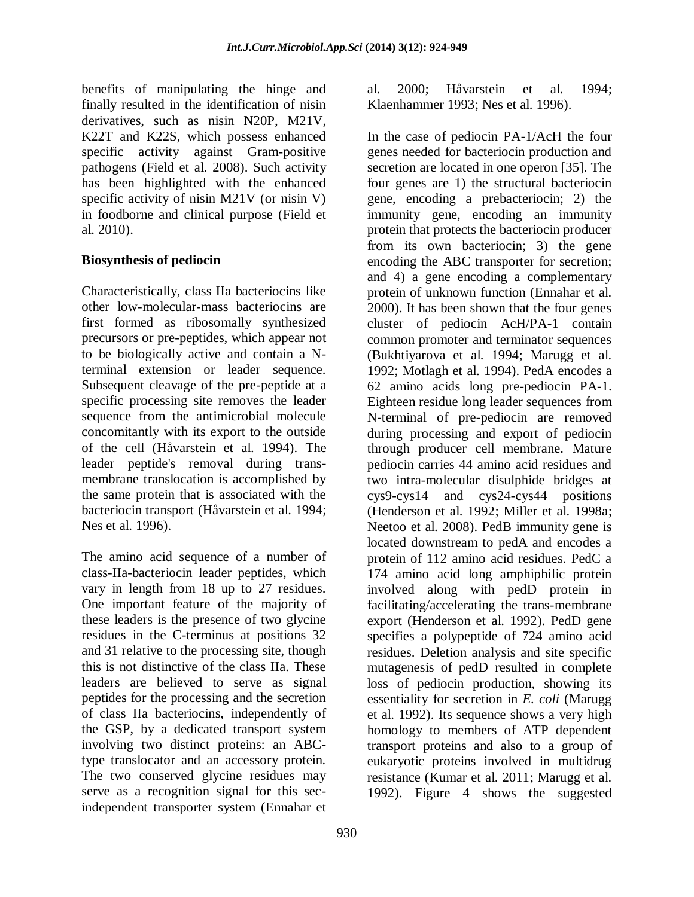benefits of manipulating the hinge and finally resulted in the identification of nisin derivatives, such as nisin N20P, M21V, K22T and K22S, which possess enhanced specific activity against Gram-positive pathogens (Field et al. 2008). Such activity has been highlighted with the enhanced specific activity of nisin M21V (or nisin V) in foodborne and clinical purpose (Field et al. 2010).

**Biosynthesis of pediocin**

Characteristically, class IIa bacteriocins like other low-molecular-mass bacteriocins are first formed as ribosomally synthesized precursors or pre-peptides, which appear not to be biologically active and contain a N-terminal extension or leader sequence. Subsequent cleavage of the pre-peptide at a specific processing site removes the leader sequence from the antimicrobial molecule concomitantly with its export to the outside of the cell (Håvarstein et al. 1994). The leader peptide's removal during trans-membrane translocation is accomplished by the same protein that is associated with the bacteriocin transport (Håvarstein et al. 1994; Nes et al. 1996).

The amino acid sequence of a number of class-IIa-bacteriocin leader peptides, which vary in length from 18 up to 27 residues. One important feature of the majority of these leaders is the presence of two glycine residues in the C-terminus at positions 32 and 31 relative to the processing site, though this is not distinctive of the class IIa. These leaders are believed to serve as signal peptides for the processing and the secretion of class IIa bacteriocins, independently of the GSP, by a dedicated transport system involving two distinct proteins: an ABC-type translocator and an accessory protein. The two conserved glycine residues may serve as a recognition signal for this sec-independent transporter system (Ennahar et al. 2000; Håvarstein et al. 1994; Klaenhammer 1993; Nes et al. 1996).

In the case of pediocin PA-1/AcH the four genes needed for bacteriocin production and secretion are located in one operon [35]. The four genes are 1) the structural bacteriocin gene, encoding a prebacteriocin; 2) the immunity gene, encoding an immunity protein that protects the bacteriocin producer from its own bacteriocin; 3) the gene encoding the ABC transporter for secretion; and 4) a gene encoding a complementary protein of unknown function (Ennahar et al. 2000). It has been shown that the four genes cluster of pediocin AcH/PA-1 contain common promoter and terminator sequences (Bukhtiyarova et al. 1994; Marugg et al. 1992; Motlagh et al. 1994). PedA encodes a 62 amino acids long pre-pediocin PA-1. Eighteen residue long leader sequences from N-terminal of pre-pediocin are removed during processing and export of pediocin through producer cell membrane. Mature pediocin carries 44 amino acid residues and two intra-molecular disulphide bridges at cys9-cys14 and cys24-cys44 positions (Henderson et al. 1992; Miller et al. 1998a; Neetoo et al. 2008). PedB immunity gene is located downstream to pedA and encodes a protein of 112 amino acid residues. PedC a 174 amino acid long amphiphilic protein involved along with pedD protein in facilitating/accelerating the trans-membrane export (Henderson et al. 1992). PedD gene specifies a polypeptide of 724 amino acid residues. Deletion analysis and site specific mutagenesis of pedD resulted in complete loss of pediocin production, showing its essentiality for secretion in *E. coli* (Marugg et al. 1992). Its sequence shows a very high homology to members of ATP dependent transport proteins and also to a group of eukaryotic proteins involved in multidrug resistance (Kumar et al. 2011; Marugg et al. 1992). Figure 4 shows the suggested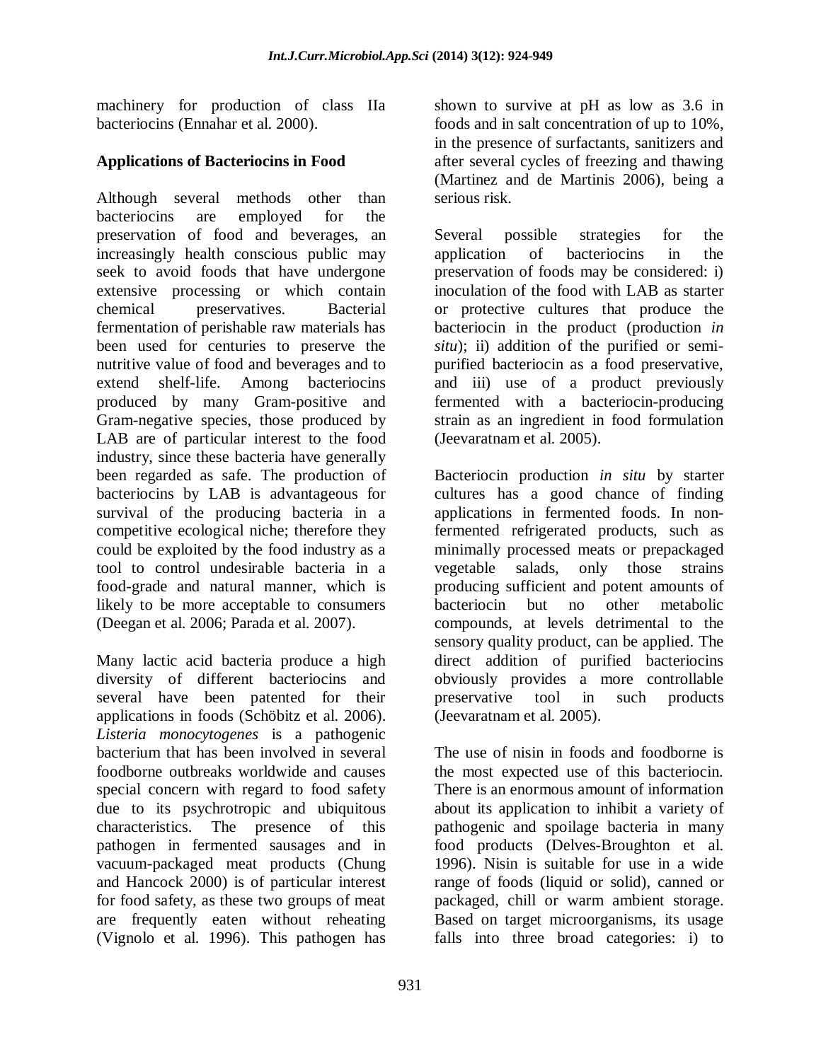machinery for production of class IIa bacteriocins (Ennahar et al. 2000).

## Applications of Bacteriocins in Food

Although several methods other than bacteriocins are employed for the preservation of food and beverages, an increasingly health conscious public may seek to avoid foods that have undergone extensive processing or which contain chemical preservatives. Bacterial fermentation of perishable raw materials has been used for centuries to preserve the nutritive value of food and beverages and to extend shelf-life. Among bacteriocins produced by many Gram-positive and Gram-negative species, those produced by LAB are of particular interest to the food industry, since these bacteria have generally been regarded as safe. The production of bacteriocins by LAB is advantageous for survival of the producing bacteria in a competitive ecological niche; therefore they could be exploited by the food industry as a tool to control undesirable bacteria in a food-grade and natural manner, which is likely to be more acceptable to consumers (Deegan et al. 2006; Parada et al. 2007).

Many lactic acid bacteria produce a high diversity of different bacteriocins and several have been patented for their applications in foods (Schöbitz et al. 2006). *Listeria monocytogenes* is a pathogenic bacterium that has been involved in several foodborne outbreaks worldwide and causes special concern with regard to food safety due to its psychrotropic and ubiquitous characteristics. The presence of this pathogen in fermented sausages and in vacuum-packaged meat products (Chung and Hancock 2000) is of particular interest for food safety, as these two groups of meat are frequently eaten without reheating (Vignolo et al. 1996). This pathogen has shown to survive at pH as low as 3.6 in foods and in salt concentration of up to 10%, in the presence of surfactants, sanitizers and after several cycles of freezing and thawing (Martinez and de Martinis 2006), being a serious risk.

Several possible strategies for the application of bacteriocins in the preservation of foods may be considered: i) inoculation of the food with LAB as starter or protective cultures that produce the bacteriocin in the product (production *in situ*); ii) addition of the purified or semi-purified bacteriocin as a food preservative, and iii) use of a product previously fermented with a bacteriocin-producing strain as an ingredient in food formulation (Jeevaratnam et al. 2005).

Bacteriocin production *in situ* by starter cultures has a good chance of finding applications in fermented foods. In non-fermented refrigerated products, such as minimally processed meats or prepackaged vegetable salads, only those strains producing sufficient and potent amounts of bacteriocin but no other metabolic compounds, at levels detrimental to the sensory quality product, can be applied. The direct addition of purified bacteriocins obviously provides a more controllable preservative tool in such products (Jeevaratnam et al. 2005).

The use of nisin in foods and foodborne is the most expected use of this bacteriocin. There is an enormous amount of information about its application to inhibit a variety of pathogenic and spoilage bacteria in many food products (Delves-Broughton et al. 1996). Nisin is suitable for use in a wide range of foods (liquid or solid), canned or packaged, chill or warm ambient storage. Based on target microorganisms, its usage falls into three broad categories: i) to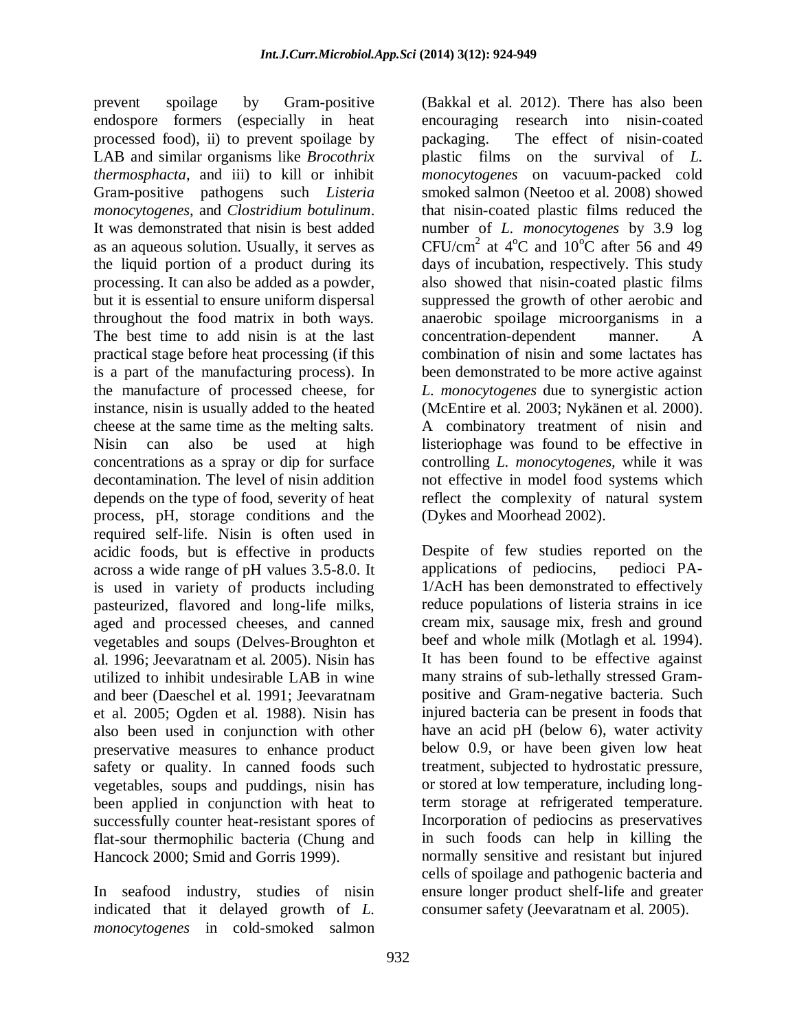prevent spoilage by Gram-positive endospore formers (especially in heat processed food), ii) to prevent spoilage by LAB and similar organisms like *Brocothrix thermosphacta*, and iii) to kill or inhibit Gram-positive pathogens such *Listeria monocytogenes*, and *Clostridium botulinum*. It was demonstrated that nisin is best added as an aqueous solution. Usually, it serves as the liquid portion of a product during its processing. It can also be added as a powder, but it is essential to ensure uniform dispersal throughout the food matrix in both ways. The best time to add nisin is at the last practical stage before heat processing (if this is a part of the manufacturing process). In the manufacture of processed cheese, for instance, nisin is usually added to the heated cheese at the same time as the melting salts. Nisin can also be used at high concentrations as a spray or dip for surface decontamination. The level of nisin addition depends on the type of food, severity of heat process, pH, storage conditions and the required self-life. Nisin is often used in acidic foods, but is effective in products across a wide range of pH values 3.5-8.0. It is used in variety of products including pasteurized, flavored and long-life milks, aged and processed cheeses, and canned vegetables and soups (Delves-Broughton et al. 1996; Jeevaratnam et al. 2005). Nisin has utilized to inhibit undesirable LAB in wine and beer (Daeschel et al. 1991; Jeevaratnam et al. 2005; Ogden et al. 1988). Nisin has also been used in conjunction with other preservative measures to enhance product safety or quality. In canned foods such vegetables, soups and puddings, nisin has been applied in conjunction with heat to successfully counter heat-resistant spores of flat-sour thermophilic bacteria (Chung and Hancock 2000; Smid and Gorris 1999).

In seafood industry, studies of nisin indicated that it delayed growth of *L. monocytogenes* in cold-smoked salmon (Bakkal et al. 2012). There has also been encouraging research into nisin-coated packaging. The effect of nisin-coated plastic films on the survival of *L. monocytogenes* on vacuum-packed cold smoked salmon (Neetoo et al. 2008) showed that nisin-coated plastic films reduced the number of *L. monocytogenes* by 3.9 log CFU/cm$^2$ at 4$^o$C and 10$^o$C after 56 and 49 days of incubation, respectively. This study also showed that nisin-coated plastic films suppressed the growth of other aerobic and anaerobic spoilage microorganisms in a concentration-dependent manner. A combination of nisin and some lactates has been demonstrated to be more active against *L. monocytogenes* due to synergistic action (McEntire et al. 2003; Nykänen et al. 2000). A combinatory treatment of nisin and listeriophage was found to be effective in controlling *L. monocytogenes,* while it was not effective in model food systems which reflect the complexity of natural system (Dykes and Moorhead 2002).

Despite of few studies reported on the applications of pediocins, pedioci PA-1/AcH has been demonstrated to effectively reduce populations of listeria strains in ice cream mix, sausage mix, fresh and ground beef and whole milk (Motlagh et al. 1994). It has been found to be effective against many strains of sub-lethally stressed Gram-positive and Gram-negative bacteria. Such injured bacteria can be present in foods that have an acid pH (below 6), water activity below 0.9, or have been given low heat treatment, subjected to hydrostatic pressure, or stored at low temperature, including long-term storage at refrigerated temperature. Incorporation of pediocins as preservatives in such foods can help in killing the normally sensitive and resistant but injured cells of spoilage and pathogenic bacteria and ensure longer product shelf-life and greater consumer safety (Jeevaratnam et al. 2005).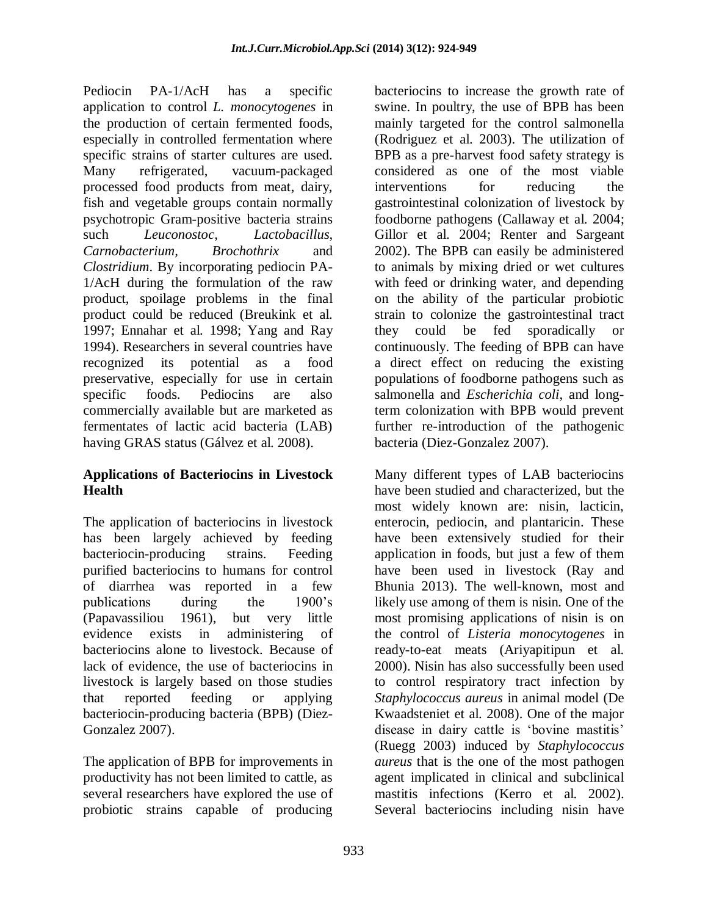Pediocin PA-1/AcH has a specific application to control *L. monocytogenes* in the production of certain fermented foods, especially in controlled fermentation where specific strains of starter cultures are used. Many refrigerated, vacuum-packaged processed food products from meat, dairy, fish and vegetable groups contain normally psychotropic Gram-positive bacteria strains such *Leuconostoc*, *Lactobacillus*, *Carnobacterium*, *Brochothrix* and *Clostridium*. By incorporating pediocin PA-1/AcH during the formulation of the raw product, spoilage problems in the final product could be reduced (Breukink et al. 1997; Ennahar et al. 1998; Yang and Ray 1994). Researchers in several countries have recognized its potential as a food preservative, especially for use in certain specific foods. Pediocins are also commercially available but are marketed as fermentates of lactic acid bacteria (LAB) having GRAS status (Gálvez et al. 2008).

## Applications of Bacteriocins in Livestock Health

The application of bacteriocins in livestock has been largely achieved by feeding bacteriocin-producing strains. Feeding purified bacteriocins to humans for control of diarrhea was reported in a few publications during the 1900's (Papavassiliou 1961), but very little evidence exists in administering of bacteriocins alone to livestock. Because of lack of evidence, the use of bacteriocins in livestock is largely based on those studies that reported feeding or applying bacteriocin-producing bacteria (BPB) (Diez-Gonzalez 2007).

The application of BPB for improvements in productivity has not been limited to cattle, as several researchers have explored the use of probiotic strains capable of producing bacteriocins to increase the growth rate of swine. In poultry, the use of BPB has been mainly targeted for the control salmonella (Rodriguez et al. 2003). The utilization of BPB as a pre-harvest food safety strategy is considered as one of the most viable interventions for reducing the gastrointestinal colonization of livestock by foodborne pathogens (Callaway et al. 2004; Gillor et al. 2004; Renter and Sargeant 2002). The BPB can easily be administered to animals by mixing dried or wet cultures with feed or drinking water, and depending on the ability of the particular probiotic strain to colonize the gastrointestinal tract they could be fed sporadically or continuously. The feeding of BPB can have a direct effect on reducing the existing populations of foodborne pathogens such as salmonella and *Escherichia coli*, and long-term colonization with BPB would prevent further re-introduction of the pathogenic bacteria (Diez-Gonzalez 2007).

Many different types of LAB bacteriocins have been studied and characterized, but the most widely known are: nisin, lacticin, enterocin, pediocin, and plantaricin. These have been extensively studied for their application in foods, but just a few of them have been used in livestock (Ray and Bhunia 2013). The well-known, most and likely use among of them is nisin. One of the most promising applications of nisin is on the control of *Listeria monocytogenes* in ready-to-eat meats (Ariyapitipun et al. 2000). Nisin has also successfully been used to control respiratory tract infection by *Staphylococcus aureus* in animal model (De Kwaadsteniet et al. 2008). One of the major disease in dairy cattle is 'bovine mastitis' (Ruegg 2003) induced by *Staphylococcus aureus* that is the one of the most pathogen agent implicated in clinical and subclinical mastitis infections (Kerro et al. 2002). Several bacteriocins including nisin have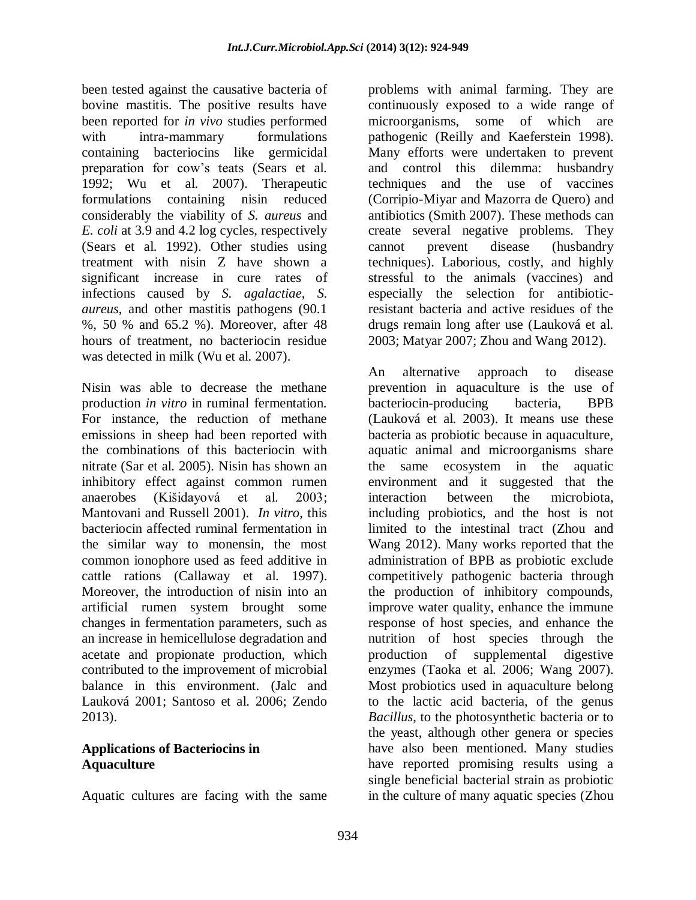been tested against the causative bacteria of bovine mastitis. The positive results have been reported for *in vivo* studies performed with intra-mammary formulations containing bacteriocins like germicidal preparation for cow's teats (Sears et al. 1992; Wu et al. 2007). Therapeutic formulations containing nisin reduced considerably the viability of *S. aureus* and *E. coli* at 3.9 and 4.2 log cycles, respectively (Sears et al. 1992). Other studies using treatment with nisin Z have shown a significant increase in cure rates of infections caused by *S. agalactiae*, *S. aureus*, and other mastitis pathogens (90.1 %, 50 % and 65.2 %). Moreover, after 48 hours of treatment, no bacteriocin residue was detected in milk (Wu et al. 2007).

Nisin was able to decrease the methane production *in vitro* in ruminal fermentation. For instance, the reduction of methane emissions in sheep had been reported with the combinations of this bacteriocin with nitrate (Sar et al. 2005). Nisin has shown an inhibitory effect against common rumen anaerobes (Kišidayová et al. 2003; Mantovani and Russell 2001). *In vitro*, this bacteriocin affected ruminal fermentation in the similar way to monensin, the most common ionophore used as feed additive in cattle rations (Callaway et al. 1997). Moreover, the introduction of nisin into an artificial rumen system brought some changes in fermentation parameters, such as an increase in hemicellulose degradation and acetate and propionate production, which contributed to the improvement of microbial balance in this environment. (Jalc and Lauková 2001; Santoso et al. 2006; Zendo 2013).

## Applications of Bacteriocins in Aquaculture

Aquatic cultures are facing with the same problems with animal farming. They are continuously exposed to a wide range of microorganisms, some of which are pathogenic (Reilly and Kaeferstein 1998). Many efforts were undertaken to prevent and control this dilemma: husbandry techniques and the use of vaccines (Corripio-Miyar and Mazorra de Quero) and antibiotics (Smith 2007). These methods can create several negative problems. They cannot prevent disease (husbandry techniques). Laborious, costly, and highly stressful to the animals (vaccines) and especially the selection for antibiotic-resistant bacteria and active residues of the drugs remain long after use (Lauková et al. 2003; Matyar 2007; Zhou and Wang 2012).

An alternative approach to disease prevention in aquaculture is the use of bacteriocin-producing bacteria, BPB (Lauková et al. 2003). It means use these bacteria as probiotic because in aquaculture, aquatic animal and microorganisms share the same ecosystem in the aquatic environment and it suggested that the interaction between the microbiota, including probiotics, and the host is not limited to the intestinal tract (Zhou and Wang 2012). Many works reported that the administration of BPB as probiotic exclude competitively pathogenic bacteria through the production of inhibitory compounds, improve water quality, enhance the immune response of host species, and enhance the nutrition of host species through the production of supplemental digestive enzymes (Taoka et al. 2006; Wang 2007). Most probiotics used in aquaculture belong to the lactic acid bacteria, of the genus *Bacillus*, to the photosynthetic bacteria or to the yeast, although other genera or species have also been mentioned. Many studies have reported promising results using a single beneficial bacterial strain as probiotic in the culture of many aquatic species (Zhou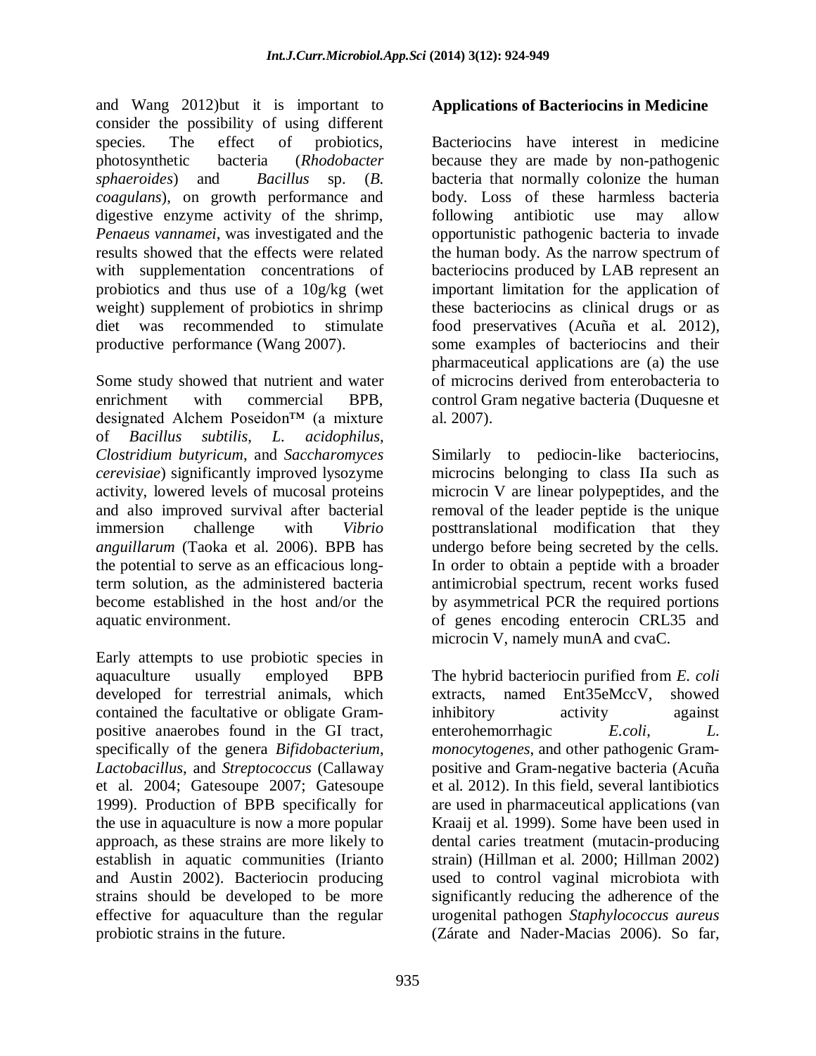and Wang 2012)but it is important to consider the possibility of using different species. The effect of probiotics, photosynthetic bacteria (*Rhodobacter sphaeroides*) and *Bacillus* sp. (*B. coagulans*), on growth performance and digestive enzyme activity of the shrimp, *Penaeus vannamei*, was investigated and the results showed that the effects were related with supplementation concentrations of probiotics and thus use of a 10g/kg (wet weight) supplement of probiotics in shrimp diet was recommended to stimulate productive performance (Wang 2007).

Some study showed that nutrient and water enrichment with commercial BPB, designated Alchem Poseidon™ (a mixture of *Bacillus subtilis*, *L. acidophilus*, *Clostridium butyricum*, and *Saccharomyces cerevisiae*) significantly improved lysozyme activity, lowered levels of mucosal proteins and also improved survival after bacterial immersion challenge with *Vibrio anguillarum* (Taoka et al. 2006). BPB has the potential to serve as an efficacious long-term solution, as the administered bacteria become established in the host and/or the aquatic environment.

Early attempts to use probiotic species in aquaculture usually employed BPB developed for terrestrial animals, which contained the facultative or obligate Gram-positive anaerobes found in the GI tract, specifically of the genera *Bifidobacterium*, *Lactobacillus*, and *Streptococcus* (Callaway et al. 2004; Gatesoupe 2007; Gatesoupe 1999). Production of BPB specifically for the use in aquaculture is now a more popular approach, as these strains are more likely to establish in aquatic communities (Irianto and Austin 2002). Bacteriocin producing strains should be developed to be more effective for aquaculture than the regular probiotic strains in the future.

## Applications of Bacteriocins in Medicine

Bacteriocins have interest in medicine because they are made by non-pathogenic bacteria that normally colonize the human body. Loss of these harmless bacteria following antibiotic use may allow opportunistic pathogenic bacteria to invade the human body. As the narrow spectrum of bacteriocins produced by LAB represent an important limitation for the application of these bacteriocins as clinical drugs or as food preservatives (Acuña et al. 2012), some examples of bacteriocins and their pharmaceutical applications are (a) the use of microcins derived from enterobacteria to control Gram negative bacteria (Duquesne et al. 2007).

Similarly to pediocin-like bacteriocins, microcins belonging to class IIa such as microcin V are linear polypeptides, and the removal of the leader peptide is the unique posttranslational modification that they undergo before being secreted by the cells. In order to obtain a peptide with a broader antimicrobial spectrum, recent works fused by asymmetrical PCR the required portions of genes encoding enterocin CRL35 and microcin V, namely munA and cvaC.

The hybrid bacteriocin purified from *E. coli* extracts, named Ent35eMccV, showed inhibitory activity against enterohemorrhagic *E.coli*, *L. monocytogenes*, and other pathogenic Gram-positive and Gram-negative bacteria (Acuña et al. 2012). In this field, several lantibiotics are used in pharmaceutical applications (van Kraaij et al. 1999). Some have been used in dental caries treatment (mutacin-producing strain) (Hillman et al. 2000; Hillman 2002) used to control vaginal microbiota with significantly reducing the adherence of the urogenital pathogen *Staphylococcus aureus* (Zárate and Nader-Macias 2006). So far,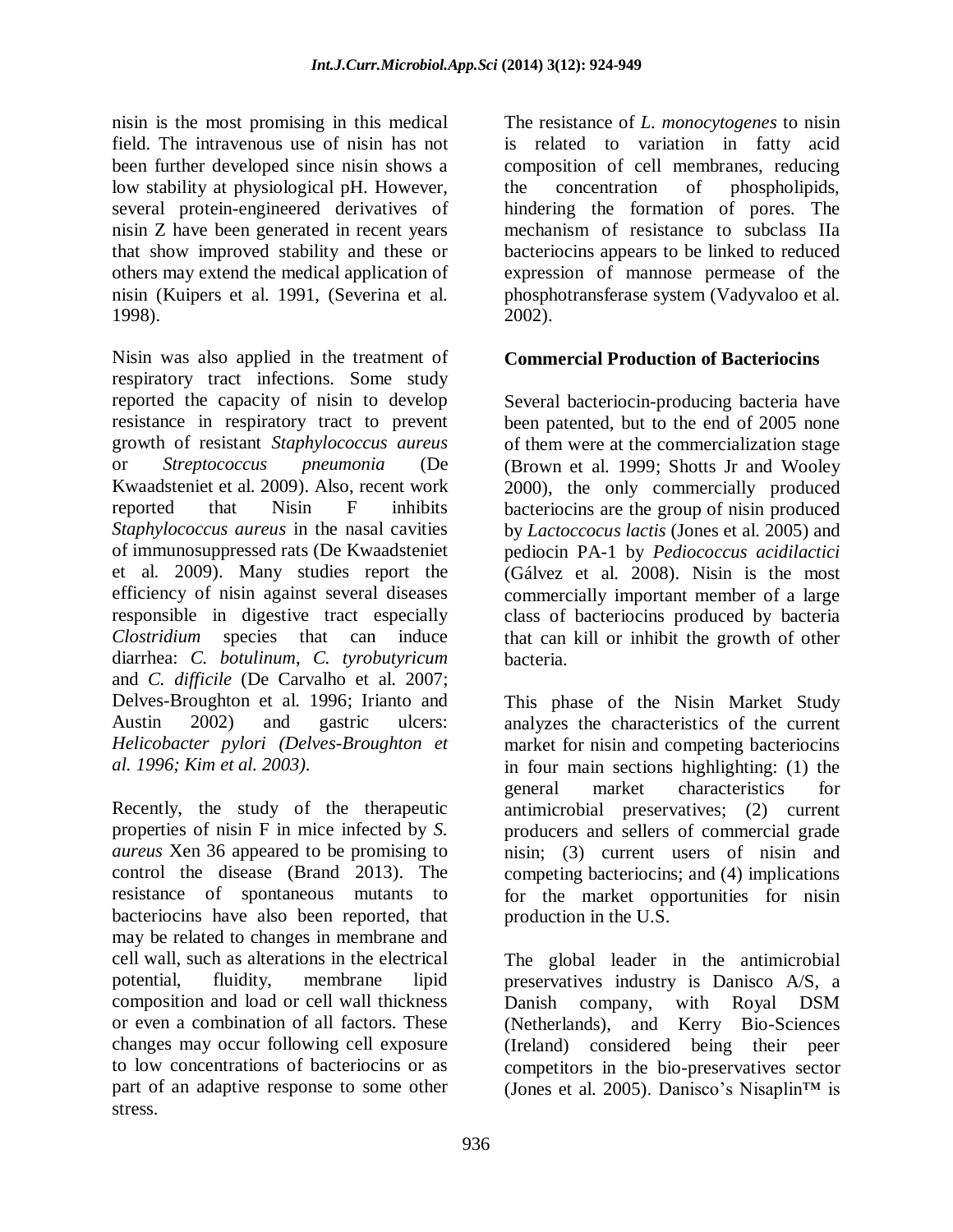nisin is the most promising in this medical field. The intravenous use of nisin has not been further developed since nisin shows a low stability at physiological pH. However, several protein-engineered derivatives of nisin Z have been generated in recent years that show improved stability and these or others may extend the medical application of nisin (Kuipers et al. 1991, (Severina et al. 1998).

Nisin was also applied in the treatment of respiratory tract infections. Some study reported the capacity of nisin to develop resistance in respiratory tract to prevent growth of resistant *Staphylococcus aureus* or *Streptococcus pneumonia* (De Kwaadsteniet et al. 2009). Also, recent work reported that Nisin F inhibits *Staphylococcus aureus* in the nasal cavities of immunosuppressed rats (De Kwaadsteniet et al. 2009). Many studies report the efficiency of nisin against several diseases responsible in digestive tract especially *Clostridium* species that can induce diarrhea: *C. botulinum*, *C. tyrobutyricum* and *C. difficile* (De Carvalho et al. 2007; Delves-Broughton et al. 1996; Irianto and Austin 2002) and gastric ulcers: *Helicobacter pylori (Delves-Broughton et al. 1996; Kim et al. 2003).*

Recently, the study of the therapeutic properties of nisin F in mice infected by *S. aureus* Xen 36 appeared to be promising to control the disease (Brand 2013). The resistance of spontaneous mutants to bacteriocins have also been reported, that may be related to changes in membrane and cell wall, such as alterations in the electrical potential, fluidity, membrane lipid composition and load or cell wall thickness or even a combination of all factors. These changes may occur following cell exposure to low concentrations of bacteriocins or as part of an adaptive response to some other stress.

The resistance of *L. monocytogenes* to nisin is related to variation in fatty acid composition of cell membranes, reducing the concentration of phospholipids, hindering the formation of pores. The mechanism of resistance to subclass IIa bacteriocins appears to be linked to reduced expression of mannose permease of the phosphotransferase system (Vadyvaloo et al. 2002).

## Commercial Production of Bacteriocins

Several bacteriocin-producing bacteria have been patented, but to the end of 2005 none of them were at the commercialization stage (Brown et al. 1999; Shotts Jr and Wooley 2000), the only commercially produced bacteriocins are the group of nisin produced by *Lactoccocus lactis* (Jones et al. 2005) and pediocin PA-1 by *Pediococcus acidilactici* (Gálvez et al. 2008). Nisin is the most commercially important member of a large class of bacteriocins produced by bacteria that can kill or inhibit the growth of other bacteria.

This phase of the Nisin Market Study analyzes the characteristics of the current market for nisin and competing bacteriocins in four main sections highlighting: (1) the general market characteristics for antimicrobial preservatives; (2) current producers and sellers of commercial grade nisin; (3) current users of nisin and competing bacteriocins; and (4) implications for the market opportunities for nisin production in the U.S.

The global leader in the antimicrobial preservatives industry is Danisco A/S, a Danish company, with Royal DSM (Netherlands), and Kerry Bio-Sciences (Ireland) considered being their peer competitors in the bio-preservatives sector (Jones et al. 2005). Danisco's Nisaplin™ is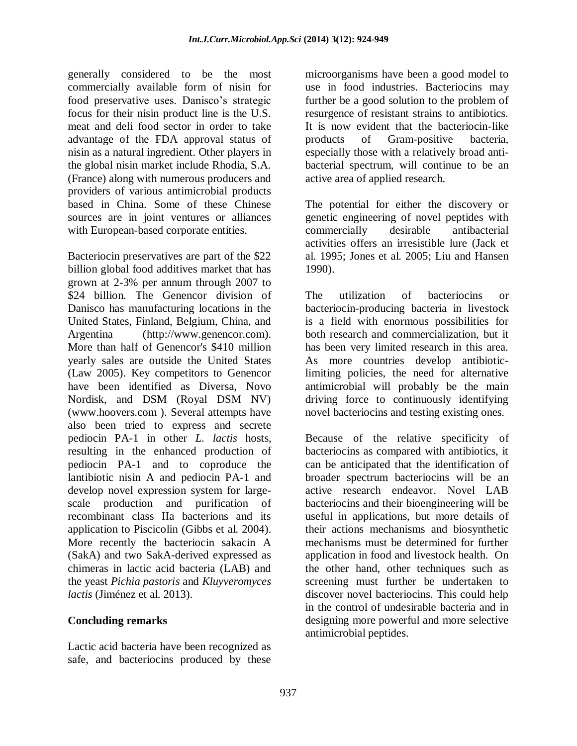generally considered to be the most commercially available form of nisin for food preservative uses. Danisco's strategic focus for their nisin product line is the U.S. meat and deli food sector in order to take advantage of the FDA approval status of nisin as a natural ingredient. Other players in the global nisin market include Rhodia, S.A. (France) along with numerous producers and providers of various antimicrobial products based in China. Some of these Chinese sources are in joint ventures or alliances with European-based corporate entities.

Bacteriocin preservatives are part of the $22 billion global food additives market that has grown at 2-3% per annum through 2007 to $24 billion. The Genencor division of Danisco has manufacturing locations in the United States, Finland, Belgium, China, and Argentina (http://www.genencor.com). More than half of Genencor's $410 million yearly sales are outside the United States (Law 2005). Key competitors to Genencor have been identified as Diversa, Novo Nordisk, and DSM (Royal DSM NV) (www.hoovers.com ). Several attempts have also been tried to express and secrete pediocin PA-1 in other *L. lactis* hosts, resulting in the enhanced production of pediocin PA-1 and to coproduce the lantibiotic nisin A and pediocin PA-1 and develop novel expression system for large-scale production and purification of recombinant class IIa bacterions and its application to Piscicolin (Gibbs et al. 2004). More recently the bacteriocin sakacin A (SakA) and two SakA-derived expressed as chimeras in lactic acid bacteria (LAB) and the yeast *Pichia pastoris* and *Kluyveromyces lactis* (Jiménez et al. 2013).

## Concluding remarks

Lactic acid bacteria have been recognized as safe, and bacteriocins produced by these microorganisms have been a good model to use in food industries. Bacteriocins may further be a good solution to the problem of resurgence of resistant strains to antibiotics. It is now evident that the bacteriocin-like products of Gram-positive bacteria, especially those with a relatively broad anti-bacterial spectrum, will continue to be an active area of applied research.

The potential for either the discovery or genetic engineering of novel peptides with commercially desirable antibacterial activities offers an irresistible lure (Jack et al. 1995; Jones et al. 2005; Liu and Hansen 1990).

The utilization of bacteriocins or bacteriocin-producing bacteria in livestock is a field with enormous possibilities for both research and commercialization, but it has been very limited research in this area. As more countries develop antibiotic-limiting policies, the need for alternative antimicrobial will probably be the main driving force to continuously identifying novel bacteriocins and testing existing ones.

Because of the relative specificity of bacteriocins as compared with antibiotics, it can be anticipated that the identification of broader spectrum bacteriocins will be an active research endeavor. Novel LAB bacteriocins and their bioengineering will be useful in applications, but more details of their actions mechanisms and biosynthetic mechanisms must be determined for further application in food and livestock health. On the other hand, other techniques such as screening must further be undertaken to discover novel bacteriocins. This could help in the control of undesirable bacteria and in designing more powerful and more selective antimicrobial peptides.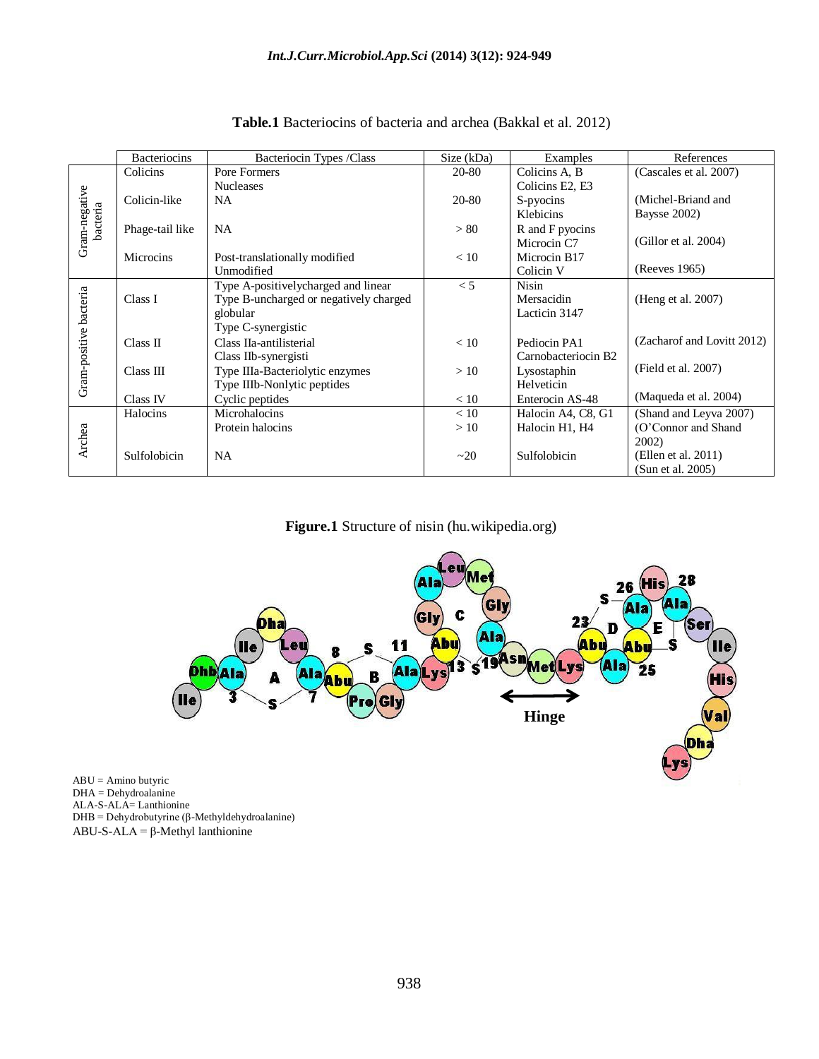**Table.1** Bacteriocins of bacteria and archea (Bakkal et al. 2012)

| | Bacteriocins | Bacteriocin Types /Class | Size (kDa) | Examples | References |
|---|---|---|---|---|---|
| Gram-negative bacteria | Colicins | Pore Formers<br>Nucleases | 20-80 | Colicins A, B<br>Colicins E2, E3 | (Cascales et al. 2007) |
| | Colicin-like | NA | 20-80 | S-pyocins<br>Klebicins | (Michel-Briand and Baysse 2002) |
| | Phage-tail like | NA | > 80 | R and F pyocins<br>Microcin C7 | (Gillor et al. 2004) |
| | Microcins | Post-translationally modified<br>Unmodified | < 10 | Microcin B17<br>Colicin V | (Reeves 1965) |
| Gram-positive bacteria | Class I | Type A-positivelycharged and linear<br>Type B-uncharged or negatively charged globular<br>Type C-synergistic | < 5 | Nisin<br>Mersacidin<br>Lacticin 3147 | (Heng et al. 2007) |
| | Class II | Class IIa-antilisterial<br>Class IIb-synergisti | < 10 | Pediocin PA1<br>Carnobacteriocin B2 | (Zacharof and Lovitt 2012) |
| | Class III | Type IIIa-Bacteriolytic enzymes<br>Type IIIb-Nonlytic peptides | > 10 | Lysostaphin<br>Helveticin | (Field et al. 2007) |
| | Class IV | Cyclic peptides | < 10 | Enterocin AS-48 | (Maqueda et al. 2004) |
| Archea | Halocins | Microhalocins<br>Protein halocins | < 10<br>> 10 | Halocin A4, C8, G1<br>Halocin H1, H4 | (Shand and Leyva 2007)<br>(O'Connor and Shand 2002) |
| | Sulfolobicin | NA | ~20 | Sulfolobicin | (Ellen et al. 2011)<br>(Sun et al. 2005) |

**Figure.1** Structure of nisin (hu.wikipedia.org)

Ile Dhb Ala 3 S A Ile Dha Leu Ala 7 Abu 8 S B Pro Gly 11 Ala Lys Gly Abu Ala Leu Met Gly C Ala 13 S 19 Asn Met Lys Hinge 23 Abu D S 26 Ala His 28 Ala Abu E S Ala 25 Ser Ile His Val Dha Lys

ABU = Amino butyric
DHA = Dehydroalanine
ALA-S-ALA= Lanthionine
DHB = Dehydrobutyrine (β-Methyldehydroalanine)
ABU-S-ALA = β-Methyl lanthionine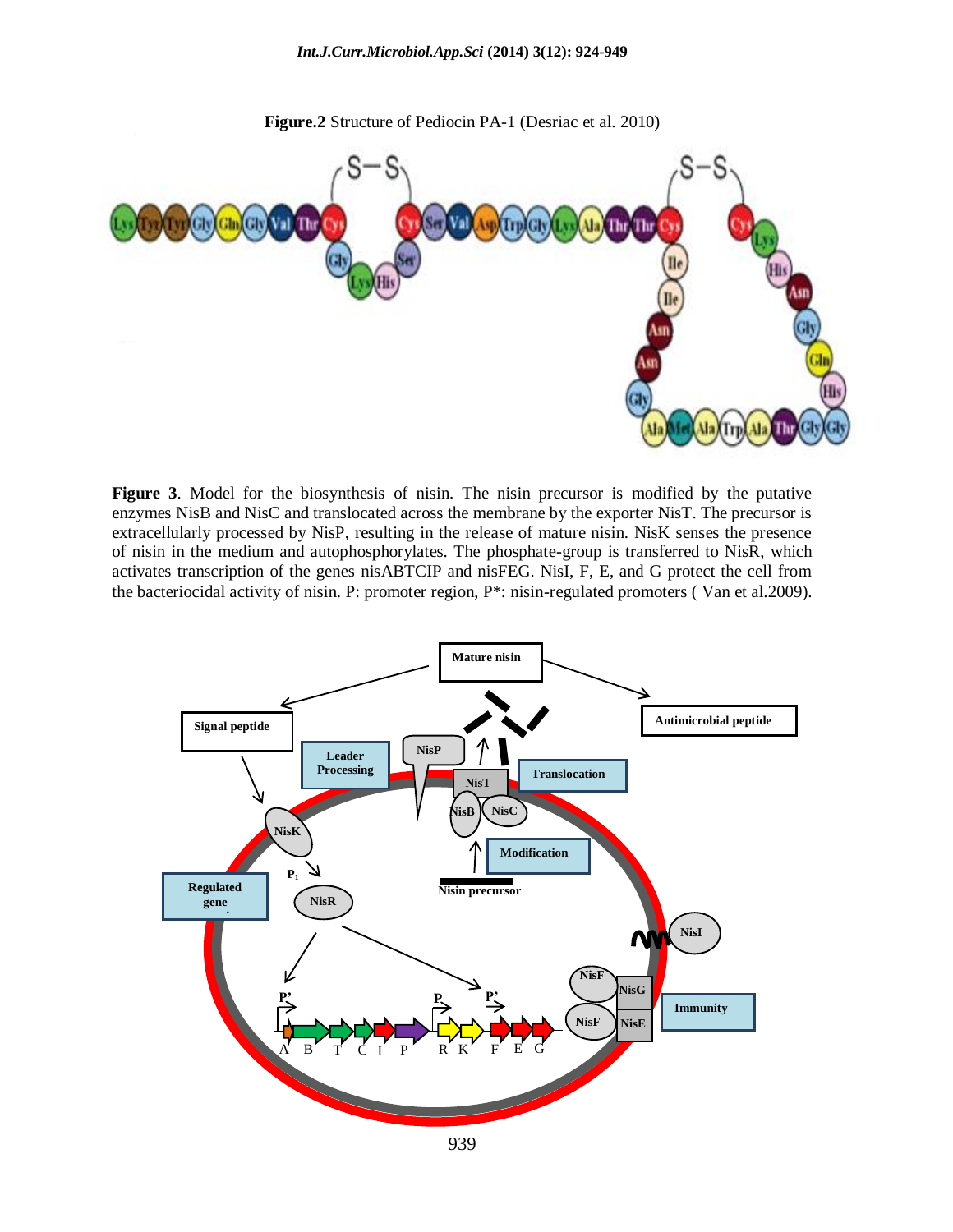**Figure.2** Structure of Pediocin PA-1 (Desriac et al. 2010)

S–S

S–S

Lys Tyr Tyr Gly Gln Gly Val Thr Cys Gly Lys His Ser Cys Ser Val Asp Trp Gly Lys Ala Thr Thr Cys Ile Ile Asn Asn Gly Ala Met Ala Trp Ala Thr Gly Gly His Gln Gly Asn His Lys Cys

**Figure 3**. Model for the biosynthesis of nisin. The nisin precursor is modified by the putative enzymes NisB and NisC and translocated across the membrane by the exporter NisT. The precursor is extracellularly processed by NisP, resulting in the release of mature nisin. NisK senses the presence of nisin in the medium and autophosphorylates. The phosphate-group is transferred to NisR, which activates transcription of the genes nisABTCIP and nisFEG. NisI, F, E, and G protect the cell from the bacteriocidal activity of nisin. P: promoter region, P*: nisin-regulated promoters ( Van et al.2009).

Mature nisin

Signal peptide

Antimicrobial peptide

Leader Processing

NisP

NisT

Translocation

NisB

NisC

Modification

Nisin precursor

NisK

$P_1$

NisR

Regulated gene

NisI

NisF

NisG

NisF

NisE

Immunity

P'

P

P'

A B T C I P R K F E G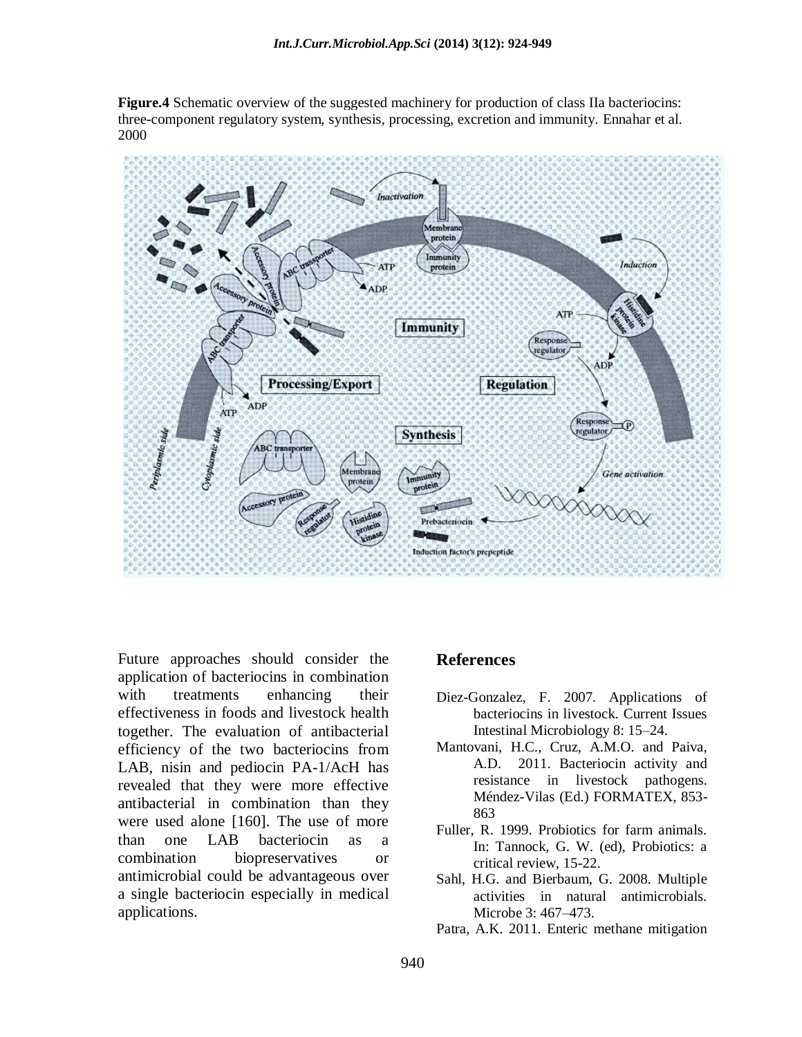**Figure.4** Schematic overview of the suggested machinery for production of class IIa bacteriocins: three-component regulatory system, synthesis, processing, excretion and immunity. Ennahar et al. 2000

Inactivation
Membrane protein
Immunity protein
Induction
Histidine protein kinase
ATP
ADP
Accessory protein
ABC transporter
Immunity
Response regulator
Processing/Export
Regulation
Synthesis
Response regulator
Gene activation
Periplasmic side
Cytoplasmic side
ABC transporter
Membrane protein
Immunity protein
Accessory protein
Response regulator
Histidine protein kinase
Prebacteriocin
Induction factor's prepeptide

Future approaches should consider the application of bacteriocins in combination with treatments enhancing their effectiveness in foods and livestock health together. The evaluation of antibacterial efficiency of the two bacteriocins from LAB, nisin and pediocin PA-1/AcH has revealed that they were more effective antibacterial in combination than they were used alone [160]. The use of more than one LAB bacteriocin as a combination biopreservatives or antimicrobial could be advantageous over a single bacteriocin especially in medical applications.

## References

Diez-Gonzalez, F. 2007. Applications of bacteriocins in livestock. Current Issues Intestinal Microbiology 8: 15–24.

Mantovani, H.C., Cruz, A.M.O. and Paiva, A.D. 2011. Bacteriocin activity and resistance in livestock pathogens. Méndez-Vilas (Ed.) FORMATEX, 853-863

Fuller, R. 1999. Probiotics for farm animals. In: Tannock, G. W. (ed), Probiotics: a critical review, 15-22.

Sahl, H.G. and Bierbaum, G. 2008. Multiple activities in natural antimicrobials. Microbe 3: 467–473.

Patra, A.K. 2011. Enteric methane mitigation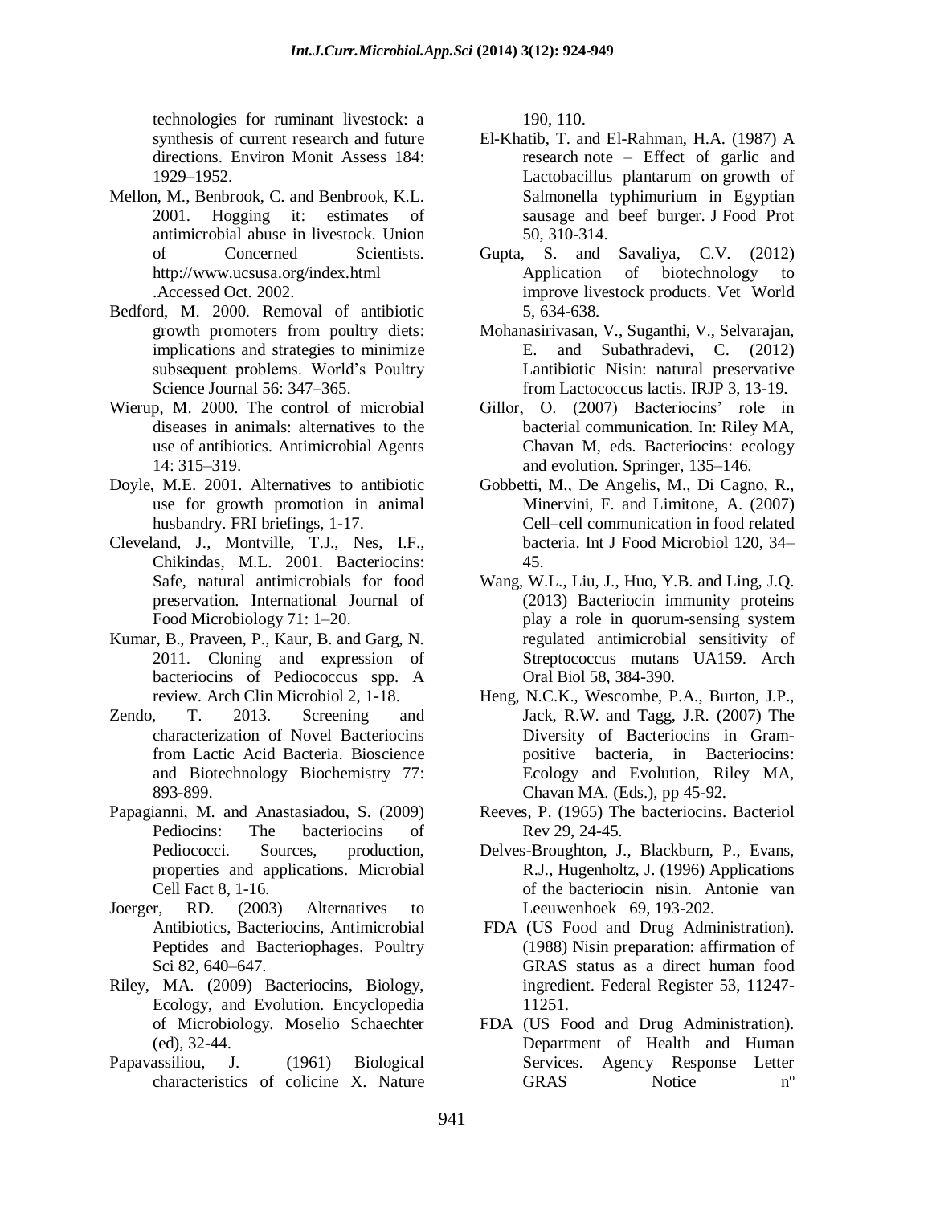technologies for ruminant livestock: a synthesis of current research and future directions. Environ Monit Assess 184: 1929–1952.

Mellon, M., Benbrook, C. and Benbrook, K.L. 2001. Hogging it: estimates of antimicrobial abuse in livestock. Union of Concerned Scientists. http://www.ucsusa.org/index.html .Accessed Oct. 2002.

Bedford, M. 2000. Removal of antibiotic growth promoters from poultry diets: implications and strategies to minimize subsequent problems. World's Poultry Science Journal 56: 347–365.

Wierup, M. 2000. The control of microbial diseases in animals: alternatives to the use of antibiotics. Antimicrobial Agents 14: 315–319.

Doyle, M.E. 2001. Alternatives to antibiotic use for growth promotion in animal husbandry. FRI briefings, 1-17.

Cleveland, J., Montville, T.J., Nes, I.F., Chikindas, M.L. 2001. Bacteriocins: Safe, natural antimicrobials for food preservation. International Journal of Food Microbiology 71: 1–20.

Kumar, B., Praveen, P., Kaur, B. and Garg, N. 2011. Cloning and expression of bacteriocins of Pediococcus spp. A review. Arch Clin Microbiol 2, 1-18.

Zendo, T. 2013. Screening and characterization of Novel Bacteriocins from Lactic Acid Bacteria. Bioscience and Biotechnology Biochemistry 77: 893-899.

Papagianni, M. and Anastasiadou, S. (2009) Pediocins: The bacteriocins of Pediococci. Sources, production, properties and applications. Microbial Cell Fact 8, 1-16.

Joerger, RD. (2003) Alternatives to Antibiotics, Bacteriocins, Antimicrobial Peptides and Bacteriophages. Poultry Sci 82, 640–647.

Riley, MA. (2009) Bacteriocins, Biology, Ecology, and Evolution. Encyclopedia of Microbiology. Moselio Schaechter (ed), 32-44.

Papavassiliou, J. (1961) Biological characteristics of colicine X. Nature 190, 110.

El-Khatib, T. and El-Rahman, H.A. (1987) A research note – Effect of garlic and Lactobacillus plantarum on growth of Salmonella typhimurium in Egyptian sausage and beef burger. J Food Prot 50, 310-314.

Gupta, S. and Savaliya, C.V. (2012) Application of biotechnology to improve livestock products. Vet World 5, 634-638.

Mohanasirivasan, V., Suganthi, V., Selvarajan, E. and Subathradevi, C. (2012) Lantibiotic Nisin: natural preservative from Lactococcus lactis. IRJP 3, 13-19.

Gillor, O. (2007) Bacteriocins' role in bacterial communication. In: Riley MA, Chavan M, eds. Bacteriocins: ecology and evolution. Springer, 135–146.

Gobbetti, M., De Angelis, M., Di Cagno, R., Minervini, F. and Limitone, A. (2007) Cell–cell communication in food related bacteria. Int J Food Microbiol 120, 34–45.

Wang, W.L., Liu, J., Huo, Y.B. and Ling, J.Q. (2013) Bacteriocin immunity proteins play a role in quorum-sensing system regulated antimicrobial sensitivity of Streptococcus mutans UA159. Arch Oral Biol 58, 384-390.

Heng, N.C.K., Wescombe, P.A., Burton, J.P., Jack, R.W. and Tagg, J.R. (2007) The Diversity of Bacteriocins in Gram-positive bacteria, in Bacteriocins: Ecology and Evolution, Riley MA, Chavan MA. (Eds.), pp 45-92.

Reeves, P. (1965) The bacteriocins. Bacteriol Rev 29, 24-45.

Delves-Broughton, J., Blackburn, P., Evans, R.J., Hugenholtz, J. (1996) Applications of the bacteriocin nisin. Antonie van Leeuwenhoek 69, 193-202.

FDA (US Food and Drug Administration). (1988) Nisin preparation: affirmation of GRAS status as a direct human food ingredient. Federal Register 53, 11247-11251.

FDA (US Food and Drug Administration). Department of Health and Human Services. Agency Response Letter GRAS Notice nº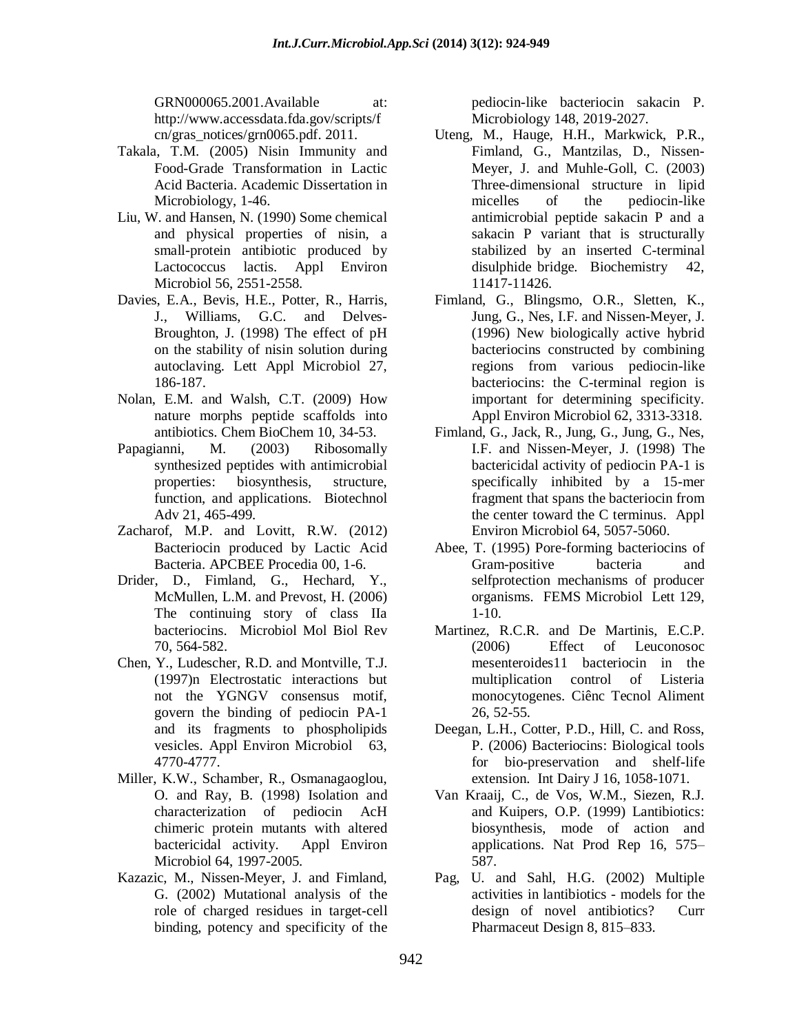GRN000065.2001.Available at: http://www.accessdata.fda.gov/scripts/fcn/gras_notices/grn0065.pdf. 2011.

Takala, T.M. (2005) Nisin Immunity and Food-Grade Transformation in Lactic Acid Bacteria. Academic Dissertation in Microbiology, 1-46.

Liu, W. and Hansen, N. (1990) Some chemical and physical properties of nisin, a small-protein antibiotic produced by Lactococcus lactis. Appl Environ Microbiol 56, 2551-2558.

Davies, E.A., Bevis, H.E., Potter, R., Harris, J., Williams, G.C. and Delves-Broughton, J. (1998) The effect of pH on the stability of nisin solution during autoclaving. Lett Appl Microbiol 27, 186-187.

Nolan, E.M. and Walsh, C.T. (2009) How nature morphs peptide scaffolds into antibiotics. Chem BioChem 10, 34-53.

Papagianni, M. (2003) Ribosomally synthesized peptides with antimicrobial properties: biosynthesis, structure, function, and applications. Biotechnol Adv 21, 465-499.

Zacharof, M.P. and Lovitt, R.W. (2012) Bacteriocin produced by Lactic Acid Bacteria. APCBEE Procedia 00, 1-6.

Drider, D., Fimland, G., Hechard, Y., McMullen, L.M. and Prevost, H. (2006) The continuing story of class IIa bacteriocins. Microbiol Mol Biol Rev 70, 564-582.

Chen, Y., Ludescher, R.D. and Montville, T.J. (1997)n Electrostatic interactions but not the YGNGV consensus motif, govern the binding of pediocin PA-1 and its fragments to phospholipids vesicles. Appl Environ Microbiol 63, 4770-4777.

Miller, K.W., Schamber, R., Osmanagaoglou, O. and Ray, B. (1998) Isolation and characterization of pediocin AcH chimeric protein mutants with altered bactericidal activity. Appl Environ Microbiol 64, 1997-2005.

Kazazic, M., Nissen-Meyer, J. and Fimland, G. (2002) Mutational analysis of the role of charged residues in target-cell binding, potency and specificity of the pediocin-like bacteriocin sakacin P. Microbiology 148, 2019-2027.

Uteng, M., Hauge, H.H., Markwick, P.R., Fimland, G., Mantzilas, D., Nissen-Meyer, J. and Muhle-Goll, C. (2003) Three-dimensional structure in lipid micelles of the pediocin-like antimicrobial peptide sakacin P and a sakacin P variant that is structurally stabilized by an inserted C-terminal disulphide bridge. Biochemistry 42, 11417-11426.

Fimland, G., Blingsmo, O.R., Sletten, K., Jung, G., Nes, I.F. and Nissen-Meyer, J. (1996) New biologically active hybrid bacteriocins constructed by combining regions from various pediocin-like bacteriocins: the C-terminal region is important for determining specificity. Appl Environ Microbiol 62, 3313-3318.

Fimland, G., Jack, R., Jung, G., Jung, G., Nes, I.F. and Nissen-Meyer, J. (1998) The bactericidal activity of pediocin PA-1 is specifically inhibited by a 15-mer fragment that spans the bacteriocin from the center toward the C terminus. Appl Environ Microbiol 64, 5057-5060.

Abee, T. (1995) Pore-forming bacteriocins of Gram-positive bacteria and selfprotection mechanisms of producer organisms. FEMS Microbiol Lett 129, 1-10.

Martinez, R.C.R. and De Martinis, E.C.P. (2006) Effect of Leuconosoc mesenteroides11 bacteriocin in the multiplication control of Listeria monocytogenes. Ciênc Tecnol Aliment 26, 52-55.

Deegan, L.H., Cotter, P.D., Hill, C. and Ross, P. (2006) Bacteriocins: Biological tools for bio-preservation and shelf-life extension. Int Dairy J 16, 1058-1071.

Van Kraaij, C., de Vos, W.M., Siezen, R.J. and Kuipers, O.P. (1999) Lantibiotics: biosynthesis, mode of action and applications. Nat Prod Rep 16, 575–587.

Pag, U. and Sahl, H.G. (2002) Multiple activities in lantibiotics - models for the design of novel antibiotics? Curr Pharmaceut Design 8, 815–833.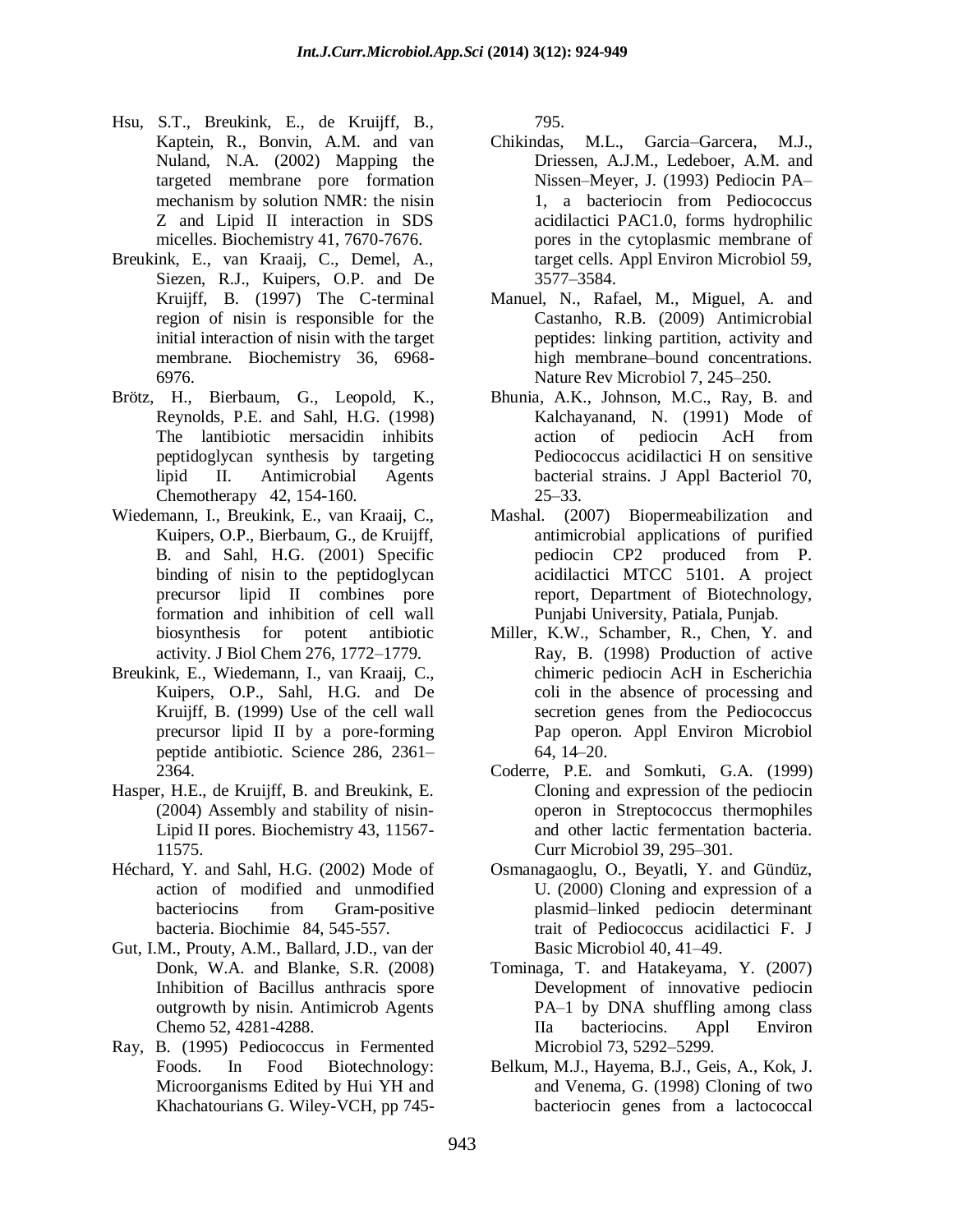Hsu, S.T., Breukink, E., de Kruijff, B., Kaptein, R., Bonvin, A.M. and van Nuland, N.A. (2002) Mapping the targeted membrane pore formation mechanism by solution NMR: the nisin Z and Lipid II interaction in SDS micelles. Biochemistry 41, 7670-7676.

Breukink, E., van Kraaij, C., Demel, A., Siezen, R.J., Kuipers, O.P. and De Kruijff, B. (1997) The C-terminal region of nisin is responsible for the initial interaction of nisin with the target membrane. Biochemistry 36, 6968-6976.

Brötz, H., Bierbaum, G., Leopold, K., Reynolds, P.E. and Sahl, H.G. (1998) The lantibiotic mersacidin inhibits peptidoglycan synthesis by targeting lipid II. Antimicrobial Agents Chemotherapy 42, 154-160.

Wiedemann, I., Breukink, E., van Kraaij, C., Kuipers, O.P., Bierbaum, G., de Kruijff, B. and Sahl, H.G. (2001) Specific binding of nisin to the peptidoglycan precursor lipid II combines pore formation and inhibition of cell wall biosynthesis for potent antibiotic activity. J Biol Chem 276, 1772–1779.

Breukink, E., Wiedemann, I., van Kraaij, C., Kuipers, O.P., Sahl, H.G. and De Kruijff, B. (1999) Use of the cell wall precursor lipid II by a pore-forming peptide antibiotic. Science 286, 2361–2364.

Hasper, H.E., de Kruijff, B. and Breukink, E. (2004) Assembly and stability of nisin-Lipid II pores. Biochemistry 43, 11567-11575.

Héchard, Y. and Sahl, H.G. (2002) Mode of action of modified and unmodified bacteriocins from Gram-positive bacteria. Biochimie 84, 545-557.

Gut, I.M., Prouty, A.M., Ballard, J.D., van der Donk, W.A. and Blanke, S.R. (2008) Inhibition of Bacillus anthracis spore outgrowth by nisin. Antimicrob Agents Chemo 52, 4281-4288.

Ray, B. (1995) Pediococcus in Fermented Foods. In Food Biotechnology: Microorganisms Edited by Hui YH and Khachatourians G. Wiley-VCH, pp 745-795.

Chikindas, M.L., Garcia–Garcera, M.J., Driessen, A.J.M., Ledeboer, A.M. and Nissen–Meyer, J. (1993) Pediocin PA–1, a bacteriocin from Pediococcus acidilactici PAC1.0, forms hydrophilic pores in the cytoplasmic membrane of target cells. Appl Environ Microbiol 59, 3577–3584.

Manuel, N., Rafael, M., Miguel, A. and Castanho, R.B. (2009) Antimicrobial peptides: linking partition, activity and high membrane–bound concentrations. Nature Rev Microbiol 7, 245–250.

Bhunia, A.K., Johnson, M.C., Ray, B. and Kalchayanand, N. (1991) Mode of action of pediocin AcH from Pediococcus acidilactici H on sensitive bacterial strains. J Appl Bacteriol 70, 25–33.

Mashal. (2007) Biopermeabilization and antimicrobial applications of purified pediocin CP2 produced from P. acidilactici MTCC 5101. A project report, Department of Biotechnology, Punjabi University, Patiala, Punjab.

Miller, K.W., Schamber, R., Chen, Y. and Ray, B. (1998) Production of active chimeric pediocin AcH in Escherichia coli in the absence of processing and secretion genes from the Pediococcus Pap operon. Appl Environ Microbiol 64, 14–20.

Coderre, P.E. and Somkuti, G.A. (1999) Cloning and expression of the pediocin operon in Streptococcus thermophiles and other lactic fermentation bacteria. Curr Microbiol 39, 295–301.

Osmanagaoglu, O., Beyatli, Y. and Gündüz, U. (2000) Cloning and expression of a plasmid–linked pediocin determinant trait of Pediococcus acidilactici F. J Basic Microbiol 40, 41–49.

Tominaga, T. and Hatakeyama, Y. (2007) Development of innovative pediocin PA–1 by DNA shuffling among class IIa bacteriocins. Appl Environ Microbiol 73, 5292–5299.

Belkum, M.J., Hayema, B.J., Geis, A., Kok, J. and Venema, G. (1998) Cloning of two bacteriocin genes from a lactococcal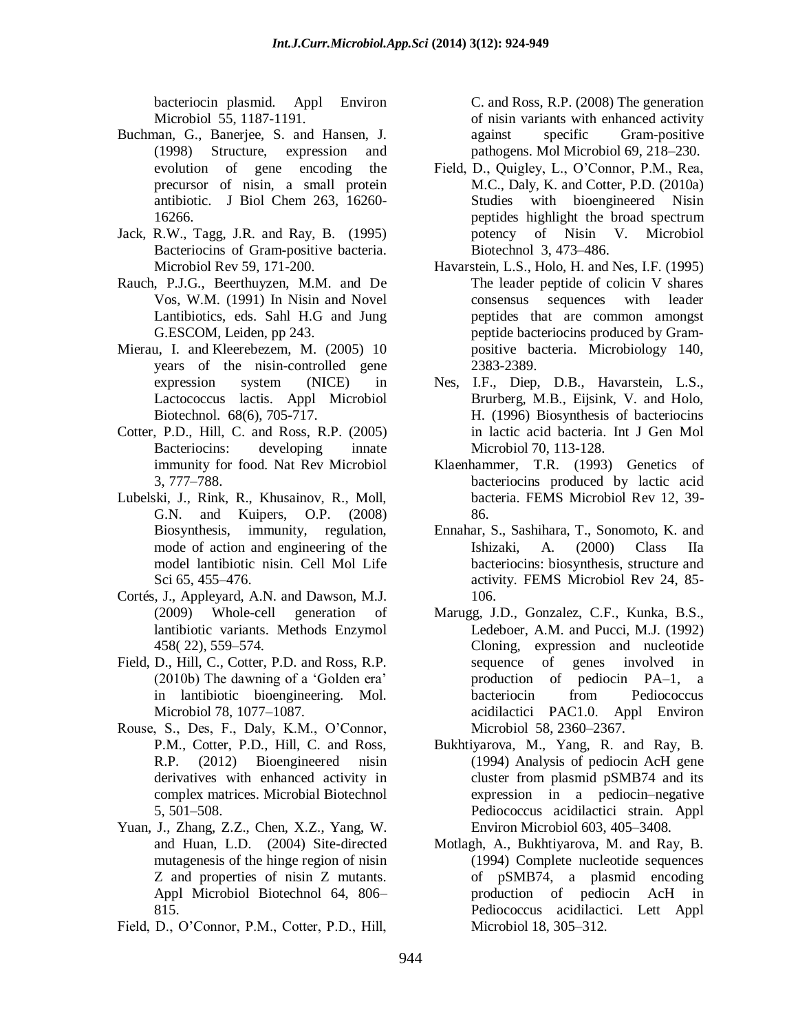bacteriocin plasmid. Appl Environ Microbiol 55, 1187-1191.

Buchman, G., Banerjee, S. and Hansen, J. (1998) Structure, expression and evolution of gene encoding the precursor of nisin, a small protein antibiotic. J Biol Chem 263, 16260-16266.

Jack, R.W., Tagg, J.R. and Ray, B. (1995) Bacteriocins of Gram-positive bacteria. Microbiol Rev 59, 171-200.

Rauch, P.J.G., Beerthuyzen, M.M. and De Vos, W.M. (1991) In Nisin and Novel Lantibiotics, eds. Sahl H.G and Jung G.ESCOM, Leiden, pp 243.

Mierau, I. and Kleerebezem, M. (2005) 10 years of the nisin-controlled gene expression system (NICE) in Lactococcus lactis. Appl Microbiol Biotechnol. 68(6), 705-717.

Cotter, P.D., Hill, C. and Ross, R.P. (2005) Bacteriocins: developing innate immunity for food. Nat Rev Microbiol 3, 777–788.

Lubelski, J., Rink, R., Khusainov, R., Moll, G.N. and Kuipers, O.P. (2008) Biosynthesis, immunity, regulation, mode of action and engineering of the model lantibiotic nisin. Cell Mol Life Sci 65, 455–476.

Cortés, J., Appleyard, A.N. and Dawson, M.J. (2009) Whole-cell generation of lantibiotic variants. Methods Enzymol 458( 22), 559–574.

Field, D., Hill, C., Cotter, P.D. and Ross, R.P. (2010b) The dawning of a 'Golden era' in lantibiotic bioengineering. Mol. Microbiol 78, 1077–1087.

Rouse, S., Des, F., Daly, K.M., O'Connor, P.M., Cotter, P.D., Hill, C. and Ross, R.P. (2012) Bioengineered nisin derivatives with enhanced activity in complex matrices. Microbial Biotechnol 5, 501–508.

Yuan, J., Zhang, Z.Z., Chen, X.Z., Yang, W. and Huan, L.D. (2004) Site-directed mutagenesis of the hinge region of nisin Z and properties of nisin Z mutants. Appl Microbiol Biotechnol 64, 806–815.

Field, D., O'Connor, P.M., Cotter, P.D., Hill, C. and Ross, R.P. (2008) The generation of nisin variants with enhanced activity against specific Gram-positive pathogens. Mol Microbiol 69, 218–230.

Field, D., Quigley, L., O'Connor, P.M., Rea, M.C., Daly, K. and Cotter, P.D. (2010a) Studies with bioengineered Nisin peptides highlight the broad spectrum potency of Nisin V. Microbiol Biotechnol 3, 473–486.

Havarstein, L.S., Holo, H. and Nes, I.F. (1995) The leader peptide of colicin V shares consensus sequences with leader peptides that are common amongst peptide bacteriocins produced by Gram-positive bacteria. Microbiology 140, 2383-2389.

Nes, I.F., Diep, D.B., Havarstein, L.S., Brurberg, M.B., Eijsink, V. and Holo, H. (1996) Biosynthesis of bacteriocins in lactic acid bacteria. Int J Gen Mol Microbiol 70, 113-128.

Klaenhammer, T.R. (1993) Genetics of bacteriocins produced by lactic acid bacteria. FEMS Microbiol Rev 12, 39-86.

Ennahar, S., Sashihara, T., Sonomoto, K. and Ishizaki, A. (2000) Class IIa bacteriocins: biosynthesis, structure and activity. FEMS Microbiol Rev 24, 85-106.

Marugg, J.D., Gonzalez, C.F., Kunka, B.S., Ledeboer, A.M. and Pucci, M.J. (1992) Cloning, expression and nucleotide sequence of genes involved in production of pediocin PA–1, a bacteriocin from Pediococcus acidilactici PAC1.0. Appl Environ Microbiol 58, 2360–2367.

Bukhtiyarova, M., Yang, R. and Ray, B. (1994) Analysis of pediocin AcH gene cluster from plasmid pSMB74 and its expression in a pediocin–negative Pediococcus acidilactici strain. Appl Environ Microbiol 603, 405–3408.

Motlagh, A., Bukhtiyarova, M. and Ray, B. (1994) Complete nucleotide sequences of pSMB74, a plasmid encoding production of pediocin AcH in Pediococcus acidilactici. Lett Appl Microbiol 18, 305–312.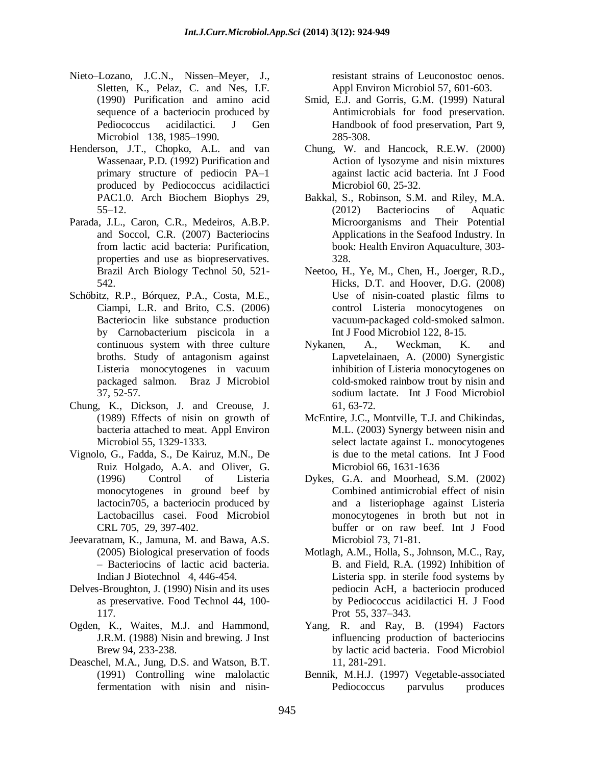Nieto–Lozano, J.C.N., Nissen–Meyer, J., Sletten, K., Pelaz, C. and Nes, I.F. (1990) Purification and amino acid sequence of a bacteriocin produced by Pediococcus acidilactici. J Gen Microbiol 138, 1985–1990.

Henderson, J.T., Chopko, A.L. and van Wassenaar, P.D. (1992) Purification and primary structure of pediocin PA–1 produced by Pediococcus acidilactici PAC1.0. Arch Biochem Biophys 29, 55–12.

Parada, J.L., Caron, C.R., Medeiros, A.B.P. and Soccol, C.R. (2007) Bacteriocins from lactic acid bacteria: Purification, properties and use as biopreservatives. Brazil Arch Biology Technol 50, 521-542.

Schöbitz, R.P., Bórquez, P.A., Costa, M.E., Ciampi, L.R. and Brito, C.S. (2006) Bacteriocin like substance production by Carnobacterium piscicola in a continuous system with three culture broths. Study of antagonism against Listeria monocytogenes in vacuum packaged salmon. Braz J Microbiol 37, 52-57.

Chung, K., Dickson, J. and Creouse, J. (1989) Effects of nisin on growth of bacteria attached to meat. Appl Environ Microbiol 55, 1329-1333.

Vignolo, G., Fadda, S., De Kairuz, M.N., De Ruiz Holgado, A.A. and Oliver, G. (1996) Control of Listeria monocytogenes in ground beef by lactocin705, a bacteriocin produced by Lactobacillus casei. Food Microbiol CRL 705, 29, 397-402.

Jeevaratnam, K., Jamuna, M. and Bawa, A.S. (2005) Biological preservation of foods – Bacteriocins of lactic acid bacteria. Indian J Biotechnol 4, 446-454.

Delves-Broughton, J. (1990) Nisin and its uses as preservative. Food Technol 44, 100-117.

Ogden, K., Waites, M.J. and Hammond, J.R.M. (1988) Nisin and brewing. J Inst Brew 94, 233-238.

Deaschel, M.A., Jung, D.S. and Watson, B.T. (1991) Controlling wine malolactic fermentation with nisin and nisin-resistant strains of Leuconostoc oenos. Appl Environ Microbiol 57, 601-603.

Smid, E.J. and Gorris, G.M. (1999) Natural Antimicrobials for food preservation. Handbook of food preservation, Part 9, 285-308.

Chung, W. and Hancock, R.E.W. (2000) Action of lysozyme and nisin mixtures against lactic acid bacteria. Int J Food Microbiol 60, 25-32.

Bakkal, S., Robinson, S.M. and Riley, M.A. (2012) Bacteriocins of Aquatic Microorganisms and Their Potential Applications in the Seafood Industry. In book: Health Environ Aquaculture, 303-328.

Neetoo, H., Ye, M., Chen, H., Joerger, R.D., Hicks, D.T. and Hoover, D.G. (2008) Use of nisin-coated plastic films to control Listeria monocytogenes on vacuum-packaged cold-smoked salmon. Int J Food Microbiol 122, 8-15.

Nykanen, A., Weckman, K. and Lapvetelainaen, A. (2000) Synergistic inhibition of Listeria monocytogenes on cold-smoked rainbow trout by nisin and sodium lactate. Int J Food Microbiol 61, 63-72.

McEntire, J.C., Montville, T.J. and Chikindas, M.L. (2003) Synergy between nisin and select lactate against L. monocytogenes is due to the metal cations. Int J Food Microbiol 66, 1631-1636

Dykes, G.A. and Moorhead, S.M. (2002) Combined antimicrobial effect of nisin and a listeriophage against Listeria monocytogenes in broth but not in buffer or on raw beef. Int J Food Microbiol 73, 71-81.

Motlagh, A.M., Holla, S., Johnson, M.C., Ray, B. and Field, R.A. (1992) Inhibition of Listeria spp. in sterile food systems by pediocin AcH, a bacteriocin produced by Pediococcus acidilactici H. J Food Prot 55, 337–343.

Yang, R. and Ray, B. (1994) Factors influencing production of bacteriocins by lactic acid bacteria. Food Microbiol 11, 281-291.

Bennik, M.H.J. (1997) Vegetable-associated Pediococcus parvulus produces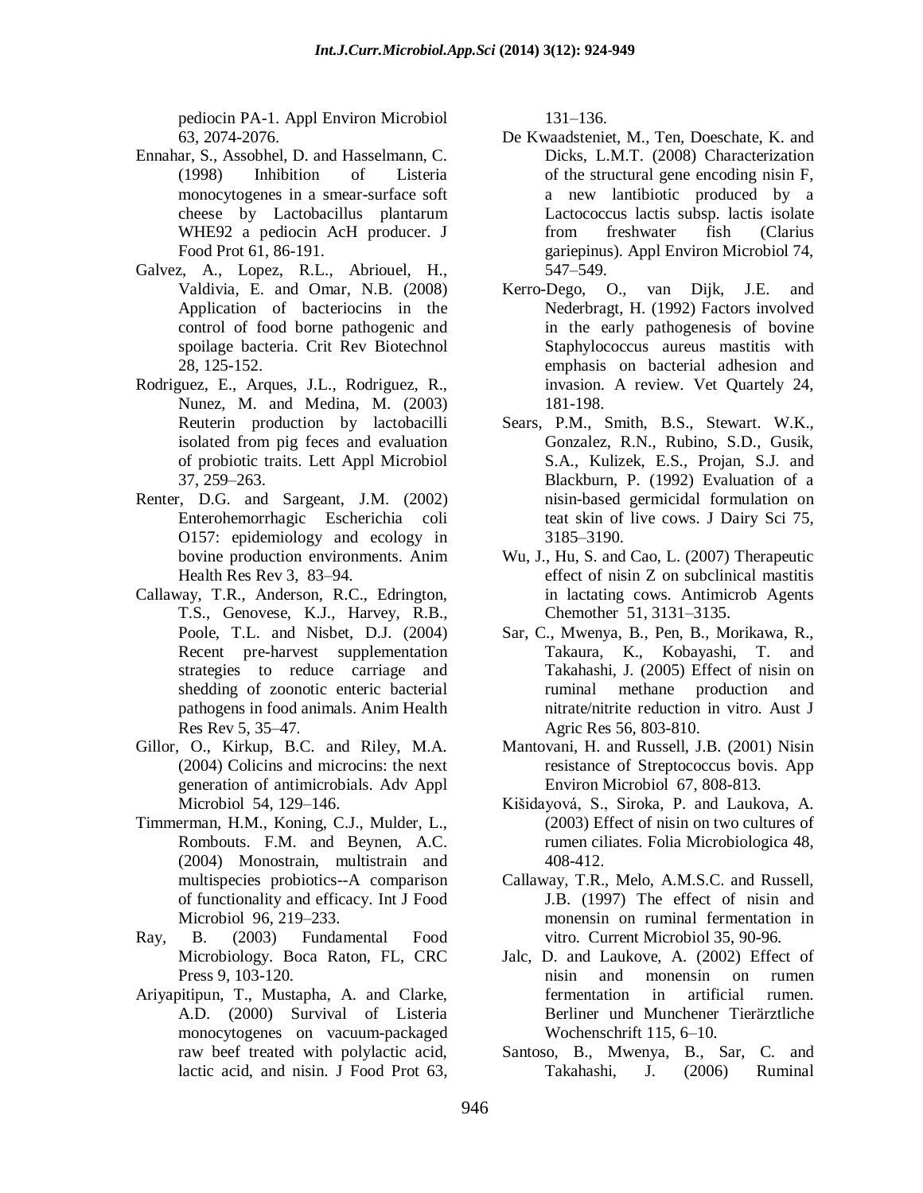pediocin PA-1. Appl Environ Microbiol 63, 2074-2076.

Ennahar, S., Assobhel, D. and Hasselmann, C. (1998) Inhibition of Listeria monocytogenes in a smear-surface soft cheese by Lactobacillus plantarum WHE92 a pediocin AcH producer. J Food Prot 61, 86-191.

Galvez, A., Lopez, R.L., Abriouel, H., Valdivia, E. and Omar, N.B. (2008) Application of bacteriocins in the control of food borne pathogenic and spoilage bacteria. Crit Rev Biotechnol 28, 125-152.

Rodriguez, E., Arques, J.L., Rodriguez, R., Nunez, M. and Medina, M. (2003) Reuterin production by lactobacilli isolated from pig feces and evaluation of probiotic traits. Lett Appl Microbiol 37, 259–263.

Renter, D.G. and Sargeant, J.M. (2002) Enterohemorrhagic Escherichia coli O157: epidemiology and ecology in bovine production environments. Anim Health Res Rev 3, 83–94.

Callaway, T.R., Anderson, R.C., Edrington, T.S., Genovese, K.J., Harvey, R.B., Poole, T.L. and Nisbet, D.J. (2004) Recent pre-harvest supplementation strategies to reduce carriage and shedding of zoonotic enteric bacterial pathogens in food animals. Anim Health Res Rev 5, 35–47.

Gillor, O., Kirkup, B.C. and Riley, M.A. (2004) Colicins and microcins: the next generation of antimicrobials. Adv Appl Microbiol 54, 129–146.

Timmerman, H.M., Koning, C.J., Mulder, L., Rombouts. F.M. and Beynen, A.C. (2004) Monostrain, multistrain and multispecies probiotics--A comparison of functionality and efficacy. Int J Food Microbiol 96, 219–233.

Ray, B. (2003) Fundamental Food Microbiology. Boca Raton, FL, CRC Press 9, 103-120.

Ariyapitipun, T., Mustapha, A. and Clarke, A.D. (2000) Survival of Listeria monocytogenes on vacuum-packaged raw beef treated with polylactic acid, lactic acid, and nisin. J Food Prot 63, 131–136.

De Kwaadsteniet, M., Ten, Doeschate, K. and Dicks, L.M.T. (2008) Characterization of the structural gene encoding nisin F, a new lantibiotic produced by a Lactococcus lactis subsp. lactis isolate from freshwater fish (Clarius gariepinus). Appl Environ Microbiol 74, 547–549.

Kerro-Dego, O., van Dijk, J.E. and Nederbragt, H. (1992) Factors involved in the early pathogenesis of bovine Staphylococcus aureus mastitis with emphasis on bacterial adhesion and invasion. A review. Vet Quartely 24, 181-198.

Sears, P.M., Smith, B.S., Stewart. W.K., Gonzalez, R.N., Rubino, S.D., Gusik, S.A., Kulizek, E.S., Projan, S.J. and Blackburn, P. (1992) Evaluation of a nisin-based germicidal formulation on teat skin of live cows. J Dairy Sci 75, 3185–3190.

Wu, J., Hu, S. and Cao, L. (2007) Therapeutic effect of nisin Z on subclinical mastitis in lactating cows. Antimicrob Agents Chemother 51, 3131–3135.

Sar, C., Mwenya, B., Pen, B., Morikawa, R., Takaura, K., Kobayashi, T. and Takahashi, J. (2005) Effect of nisin on ruminal methane production and nitrate/nitrite reduction in vitro. Aust J Agric Res 56, 803-810.

Mantovani, H. and Russell, J.B. (2001) Nisin resistance of Streptococcus bovis. App Environ Microbiol 67, 808-813.

Kišidayová, S., Siroka, P. and Laukova, A. (2003) Effect of nisin on two cultures of rumen ciliates. Folia Microbiologica 48, 408-412.

Callaway, T.R., Melo, A.M.S.C. and Russell, J.B. (1997) The effect of nisin and monensin on ruminal fermentation in vitro. Current Microbiol 35, 90-96.

Jalc, D. and Laukove, A. (2002) Effect of nisin and monensin on rumen fermentation in artificial rumen. Berliner und Munchener Tierärztliche Wochenschrift 115, 6–10.

Santoso, B., Mwenya, B., Sar, C. and Takahashi, J. (2006) Ruminal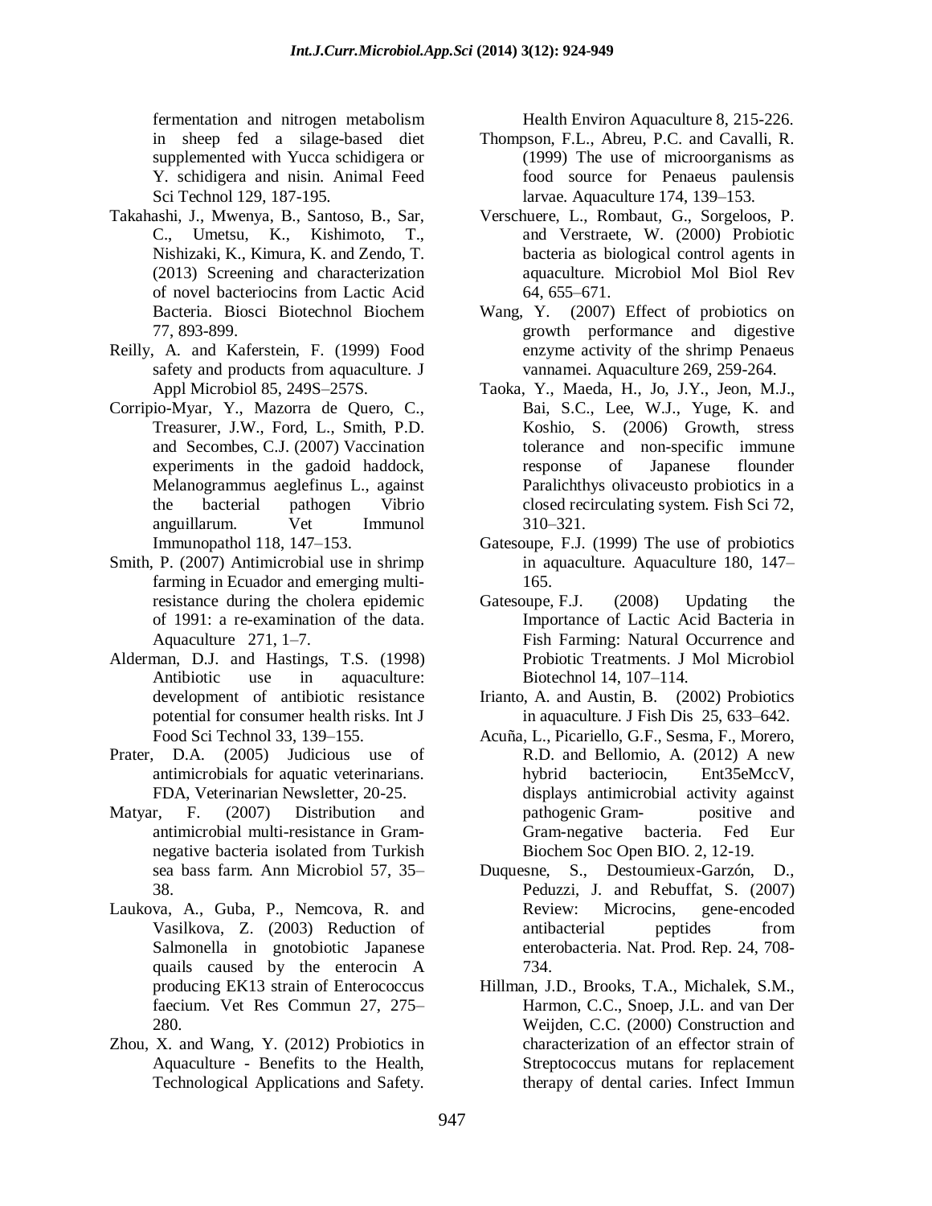fermentation and nitrogen metabolism in sheep fed a silage-based diet supplemented with Yucca schidigera or Y. schidigera and nisin. Animal Feed Sci Technol 129, 187-195.

Takahashi, J., Mwenya, B., Santoso, B., Sar, C., Umetsu, K., Kishimoto, T., Nishizaki, K., Kimura, K. and Zendo, T. (2013) Screening and characterization of novel bacteriocins from Lactic Acid Bacteria. Biosci Biotechnol Biochem 77, 893-899.

Reilly, A. and Kaferstein, F. (1999) Food safety and products from aquaculture. J Appl Microbiol 85, 249S–257S.

Corripio-Myar, Y., Mazorra de Quero, C., Treasurer, J.W., Ford, L., Smith, P.D. and Secombes, C.J. (2007) Vaccination experiments in the gadoid haddock, Melanogrammus aeglefinus L., against the bacterial pathogen Vibrio anguillarum. Vet Immunol Immunopathol 118, 147–153.

Smith, P. (2007) Antimicrobial use in shrimp farming in Ecuador and emerging multi-resistance during the cholera epidemic of 1991: a re-examination of the data. Aquaculture 271, 1–7.

Alderman, D.J. and Hastings, T.S. (1998) Antibiotic use in aquaculture: development of antibiotic resistance potential for consumer health risks. Int J Food Sci Technol 33, 139–155.

Prater, D.A. (2005) Judicious use of antimicrobials for aquatic veterinarians. FDA, Veterinarian Newsletter, 20-25.

Matyar, F. (2007) Distribution and antimicrobial multi-resistance in Gram-negative bacteria isolated from Turkish sea bass farm. Ann Microbiol 57, 35–38.

Laukova, A., Guba, P., Nemcova, R. and Vasilkova, Z. (2003) Reduction of Salmonella in gnotobiotic Japanese quails caused by the enterocin A producing EK13 strain of Enterococcus faecium. Vet Res Commun 27, 275–280.

Zhou, X. and Wang, Y. (2012) Probiotics in Aquaculture - Benefits to the Health, Technological Applications and Safety. Health Environ Aquaculture 8, 215-226.

Thompson, F.L., Abreu, P.C. and Cavalli, R. (1999) The use of microorganisms as food source for Penaeus paulensis larvae. Aquaculture 174, 139–153.

Verschuere, L., Rombaut, G., Sorgeloos, P. and Verstraete, W. (2000) Probiotic bacteria as biological control agents in aquaculture. Microbiol Mol Biol Rev 64, 655–671.

Wang, Y. (2007) Effect of probiotics on growth performance and digestive enzyme activity of the shrimp Penaeus vannamei. Aquaculture 269, 259-264.

Taoka, Y., Maeda, H., Jo, J.Y., Jeon, M.J., Bai, S.C., Lee, W.J., Yuge, K. and Koshio, S. (2006) Growth, stress tolerance and non-specific immune response of Japanese flounder Paralichthys olivaceusto probiotics in a closed recirculating system. Fish Sci 72, 310–321.

Gatesoupe, F.J. (1999) The use of probiotics in aquaculture. Aquaculture 180, 147–165.

Gatesoupe, F.J. (2008) Updating the Importance of Lactic Acid Bacteria in Fish Farming: Natural Occurrence and Probiotic Treatments. J Mol Microbiol Biotechnol 14, 107–114.

Irianto, A. and Austin, B. (2002) Probiotics in aquaculture. J Fish Dis 25, 633–642.

Acuña, L., Picariello, G.F., Sesma, F., Morero, R.D. and Bellomio, A. (2012) A new hybrid bacteriocin, Ent35eMccV, displays antimicrobial activity against pathogenic Gram- positive and Gram-negative bacteria. Fed Eur Biochem Soc Open BIO. 2, 12-19.

Duquesne, S., Destoumieux-Garzón, D., Peduzzi, J. and Rebuffat, S. (2007) Review: Microcins, gene-encoded antibacterial peptides from enterobacteria. Nat. Prod. Rep. 24, 708-734.

Hillman, J.D., Brooks, T.A., Michalek, S.M., Harmon, C.C., Snoep, J.L. and van Der Weijden, C.C. (2000) Construction and characterization of an effector strain of Streptococcus mutans for replacement therapy of dental caries. Infect Immun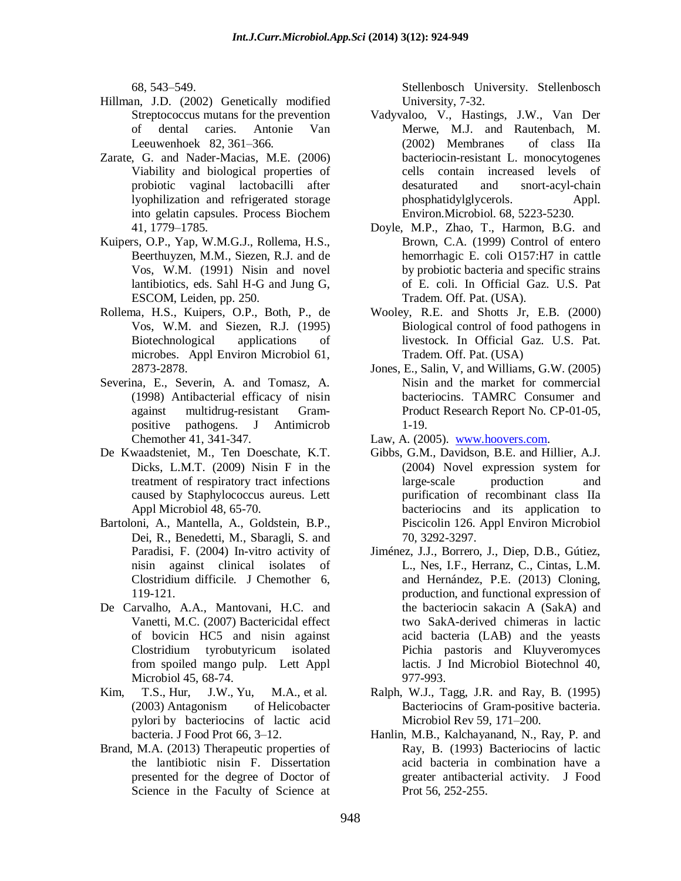68, 543–549.

Hillman, J.D. (2002) Genetically modified Streptococcus mutans for the prevention of dental caries. Antonie Van Leeuwenhoek 82, 361–366.

Zarate, G. and Nader-Macias, M.E. (2006) Viability and biological properties of probiotic vaginal lactobacilli after lyophilization and refrigerated storage into gelatin capsules. Process Biochem 41, 1779–1785.

Kuipers, O.P., Yap, W.M.G.J., Rollema, H.S., Beerthuyzen, M.M., Siezen, R.J. and de Vos, W.M. (1991) Nisin and novel lantibiotics, eds. Sahl H-G and Jung G, ESCOM, Leiden, pp. 250.

Rollema, H.S., Kuipers, O.P., Both, P., de Vos, W.M. and Siezen, R.J. (1995) Biotechnological applications of microbes. Appl Environ Microbiol 61, 2873-2878.

Severina, E., Severin, A. and Tomasz, A. (1998) Antibacterial efficacy of nisin against multidrug-resistant Gram-positive pathogens. J Antimicrob Chemother 41, 341-347.

De Kwaadsteniet, M., Ten Doeschate, K.T. Dicks, L.M.T. (2009) Nisin F in the treatment of respiratory tract infections caused by Staphylococcus aureus. Lett Appl Microbiol 48, 65-70.

Bartoloni, A., Mantella, A., Goldstein, B.P., Dei, R., Benedetti, M., Sbaragli, S. and Paradisi, F. (2004) In-vitro activity of nisin against clinical isolates of Clostridium difficile. J Chemother 6, 119-121.

De Carvalho, A.A., Mantovani, H.C. and Vanetti, M.C. (2007) Bactericidal effect of bovicin HC5 and nisin against Clostridium tyrobutyricum isolated from spoiled mango pulp. Lett Appl Microbiol 45, 68-74.

Kim, T.S., Hur, J.W., Yu, M.A., et al. (2003) Antagonism of Helicobacter pylori by bacteriocins of lactic acid bacteria. J Food Prot 66, 3–12.

Brand, M.A. (2013) Therapeutic properties of the lantibiotic nisin F. Dissertation presented for the degree of Doctor of Science in the Faculty of Science at Stellenbosch University. Stellenbosch University, 7-32.

Vadyvaloo, V., Hastings, J.W., Van Der Merwe, M.J. and Rautenbach, M. (2002) Membranes of class IIa bacteriocin-resistant L. monocytogenes cells contain increased levels of desaturated and snort-acyl-chain phosphatidylglycerols. Appl. Environ.Microbiol. 68, 5223-5230.

Doyle, M.P., Zhao, T., Harmon, B.G. and Brown, C.A. (1999) Control of entero hemorrhagic E. coli O157:H7 in cattle by probiotic bacteria and specific strains of E. coli. In Official Gaz. U.S. Pat Tradem. Off. Pat. (USA).

Wooley, R.E. and Shotts Jr, E.B. (2000) Biological control of food pathogens in livestock. In Official Gaz. U.S. Pat. Tradem. Off. Pat. (USA)

Jones, E., Salin, V, and Williams, G.W. (2005) Nisin and the market for commercial bacteriocins. TAMRC Consumer and Product Research Report No. CP-01-05, 1-19.

Law, A. (2005). www.hoovers.com.

Gibbs, G.M., Davidson, B.E. and Hillier, A.J. (2004) Novel expression system for large-scale production and purification of recombinant class IIa bacteriocins and its application to Piscicolin 126. Appl Environ Microbiol 70, 3292-3297.

Jiménez, J.J., Borrero, J., Diep, D.B., Gútiez, L., Nes, I.F., Herranz, C., Cintas, L.M. and Hernández, P.E. (2013) Cloning, production, and functional expression of the bacteriocin sakacin A (SakA) and two SakA-derived chimeras in lactic acid bacteria (LAB) and the yeasts Pichia pastoris and Kluyveromyces lactis. J Ind Microbiol Biotechnol 40, 977-993.

Ralph, W.J., Tagg, J.R. and Ray, B. (1995) Bacteriocins of Gram-positive bacteria. Microbiol Rev 59, 171–200.

Hanlin, M.B., Kalchayanand, N., Ray, P. and Ray, B. (1993) Bacteriocins of lactic acid bacteria in combination have a greater antibacterial activity. J Food Prot 56, 252-255.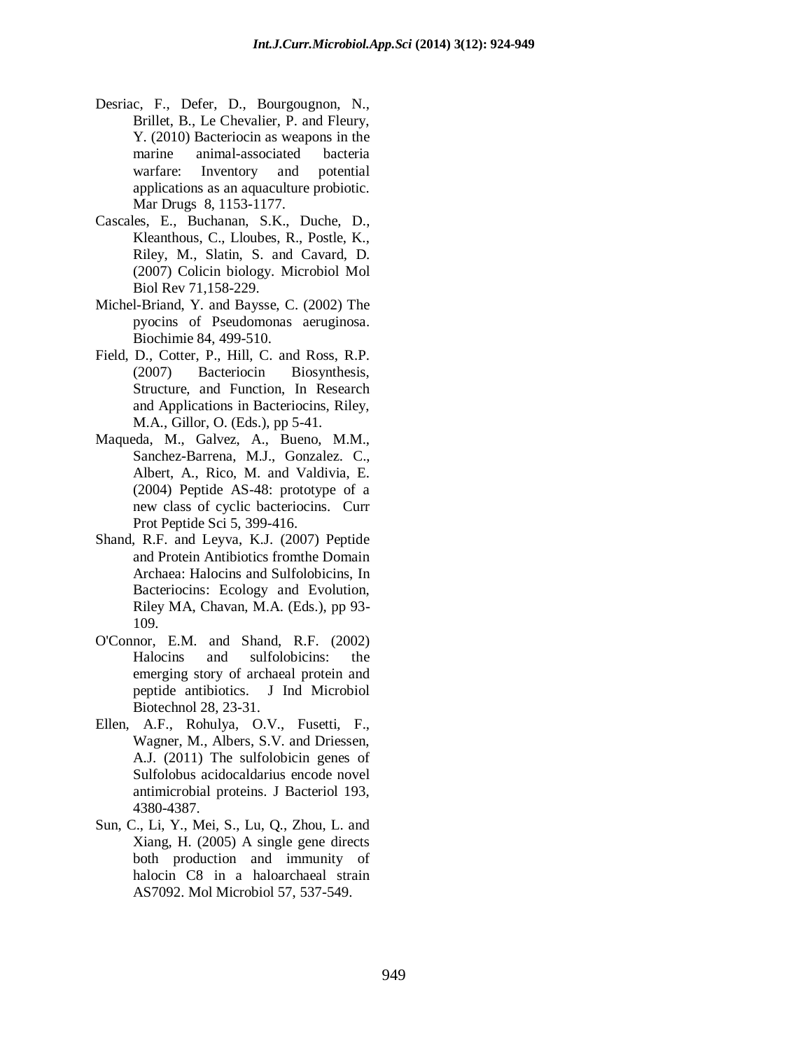Desriac, F., Defer, D., Bourgougnon, N., Brillet, B., Le Chevalier, P. and Fleury, Y. (2010) Bacteriocin as weapons in the marine animal-associated bacteria warfare: Inventory and potential applications as an aquaculture probiotic. Mar Drugs 8, 1153-1177.

Cascales, E., Buchanan, S.K., Duche, D., Kleanthous, C., Lloubes, R., Postle, K., Riley, M., Slatin, S. and Cavard, D. (2007) Colicin biology. Microbiol Mol Biol Rev 71,158-229.

Michel-Briand, Y. and Baysse, C. (2002) The pyocins of Pseudomonas aeruginosa. Biochimie 84, 499-510.

Field, D., Cotter, P., Hill, C. and Ross, R.P. (2007) Bacteriocin Biosynthesis, Structure, and Function, In Research and Applications in Bacteriocins, Riley, M.A., Gillor, O. (Eds.), pp 5-41.

Maqueda, M., Galvez, A., Bueno, M.M., Sanchez-Barrena, M.J., Gonzalez. C., Albert, A., Rico, M. and Valdivia, E. (2004) Peptide AS-48: prototype of a new class of cyclic bacteriocins. Curr Prot Peptide Sci 5, 399-416.

Shand, R.F. and Leyva, K.J. (2007) Peptide and Protein Antibiotics fromthe Domain Archaea: Halocins and Sulfolobicins, In Bacteriocins: Ecology and Evolution, Riley MA, Chavan, M.A. (Eds.), pp 93-109.

O'Connor, E.M. and Shand, R.F. (2002) Halocins and sulfolobicins: the emerging story of archaeal protein and peptide antibiotics. J Ind Microbiol Biotechnol 28, 23-31.

Ellen, A.F., Rohulya, O.V., Fusetti, F., Wagner, M., Albers, S.V. and Driessen, A.J. (2011) The sulfolobicin genes of Sulfolobus acidocaldarius encode novel antimicrobial proteins. J Bacteriol 193, 4380-4387.

Sun, C., Li, Y., Mei, S., Lu, Q., Zhou, L. and Xiang, H. (2005) A single gene directs both production and immunity of halocin C8 in a haloarchaeal strain AS7092. Mol Microbiol 57, 537-549.